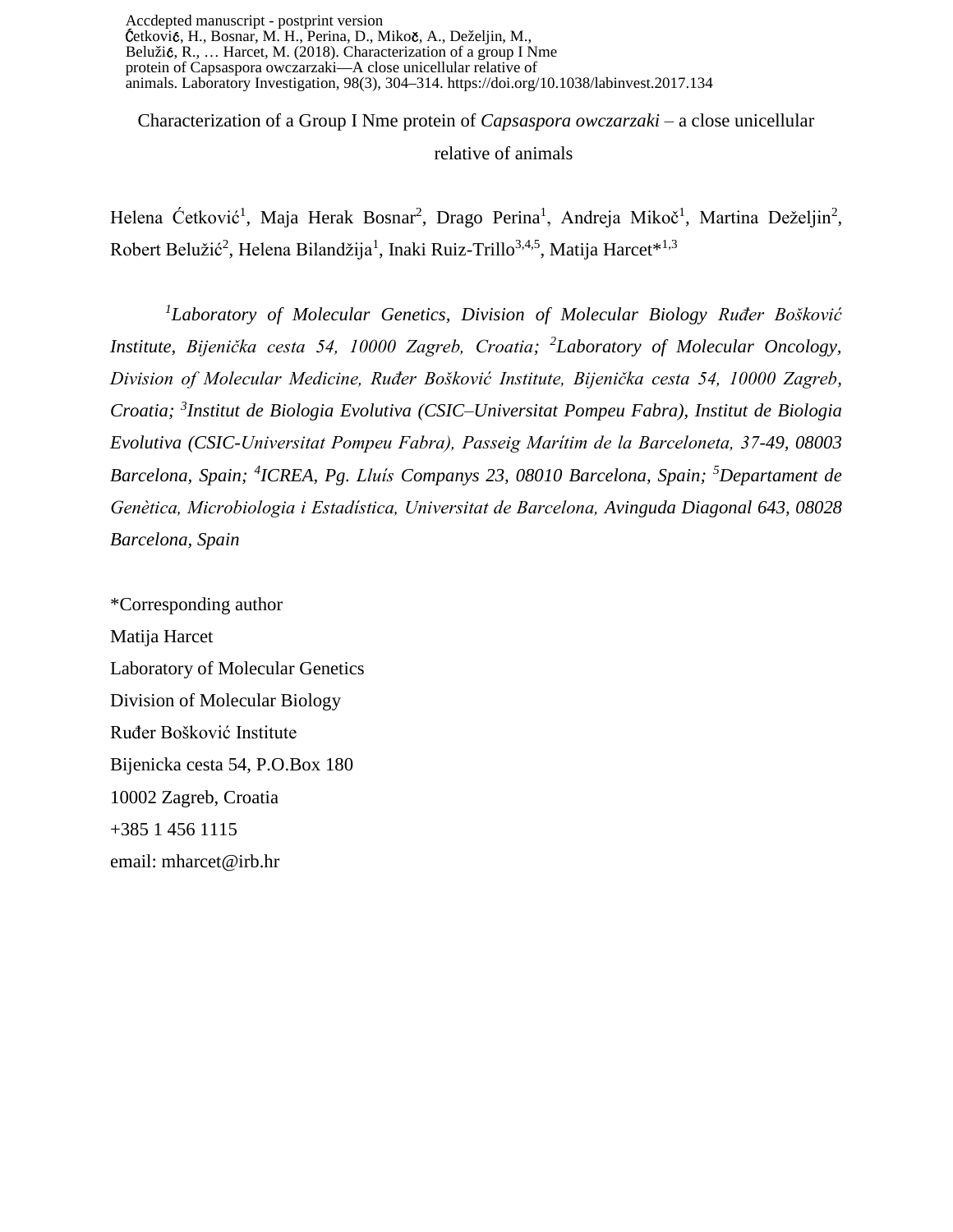Accdepted manuscript - postprint version
Ćetković, H., Bosnar, M. H., Perina, D., Mikoč, A., Deželjin, M., Belužić, R., … Harcet, M. (2018). Characterization of a group I Nme protein of Capsaspora owczarzaki—A close unicellular relative of animals. Laboratory Investigation, 98(3), 304–314. https://doi.org/10.1038/labinvest.2017.134

# Characterization of a Group I Nme protein of *Capsaspora owczarzaki* – a close unicellular relative of animals

Helena Ćetković[1], Maja Herak Bosnar[2], Drago Perina[1], Andreja Mikoč[1], Martina Deželjin[2], Robert Belužić[2], Helena Bilandžija[1], Inaki Ruiz-Trillo[3,4,5], Matija Harcet*[1,3]

[1]*Laboratory of Molecular Genetics, Division of Molecular Biology Ruđer Bošković Institute, Bijenička cesta 54, 10000 Zagreb, Croatia;* [2]*Laboratory of Molecular Oncology, Division of Molecular Medicine, Ruđer Bošković Institute, Bijenička cesta 54, 10000 Zagreb, Croatia;* [3]*Institut de Biologia Evolutiva (CSIC–Universitat Pompeu Fabra), Institut de Biologia Evolutiva (CSIC-Universitat Pompeu Fabra), Passeig Marítim de la Barceloneta, 37-49, 08003 Barcelona, Spain;* [4]*ICREA, Pg. Lluís Companys 23, 08010 Barcelona, Spain;* [5]*Departament de Genètica, Microbiologia i Estadística, Universitat de Barcelona, Avinguda Diagonal 643, 08028 Barcelona, Spain*

*Corresponding author
Matija Harcet
Laboratory of Molecular Genetics
Division of Molecular Biology
Ruđer Bošković Institute
Bijenicka cesta 54, P.O.Box 180
10002 Zagreb, Croatia
+385 1 456 1115
email: mharcet@irb.hr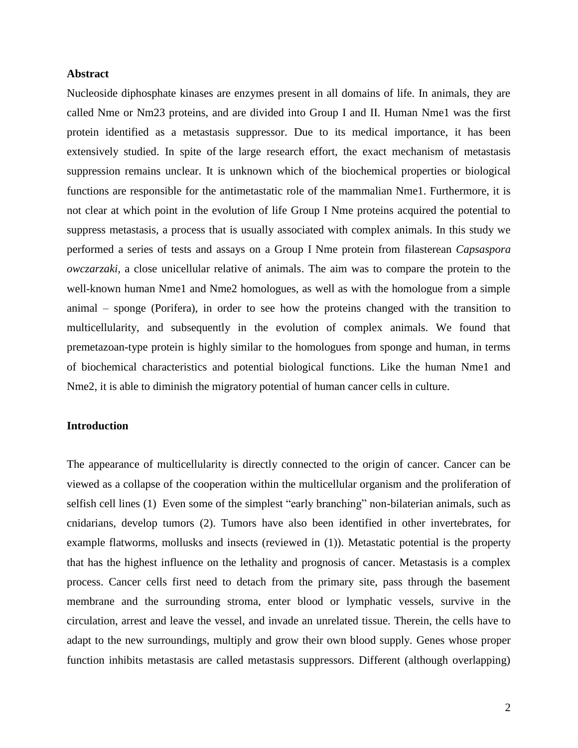## Abstract

Nucleoside diphosphate kinases are enzymes present in all domains of life. In animals, they are called Nme or Nm23 proteins, and are divided into Group I and II. Human Nme1 was the first protein identified as a metastasis suppressor. Due to its medical importance, it has been extensively studied. In spite of the large research effort, the exact mechanism of metastasis suppression remains unclear. It is unknown which of the biochemical properties or biological functions are responsible for the antimetastatic role of the mammalian Nme1. Furthermore, it is not clear at which point in the evolution of life Group I Nme proteins acquired the potential to suppress metastasis, a process that is usually associated with complex animals. In this study we performed a series of tests and assays on a Group I Nme protein from filasterean *Capsaspora owczarzaki*, a close unicellular relative of animals. The aim was to compare the protein to the well-known human Nme1 and Nme2 homologues, as well as with the homologue from a simple animal – sponge (Porifera), in order to see how the proteins changed with the transition to multicellularity, and subsequently in the evolution of complex animals. We found that premetazoan-type protein is highly similar to the homologues from sponge and human, in terms of biochemical characteristics and potential biological functions. Like the human Nme1 and Nme2, it is able to diminish the migratory potential of human cancer cells in culture.

## Introduction

The appearance of multicellularity is directly connected to the origin of cancer. Cancer can be viewed as a collapse of the cooperation within the multicellular organism and the proliferation of selfish cell lines (1) Even some of the simplest "early branching" non-bilaterian animals, such as cnidarians, develop tumors (2). Tumors have also been identified in other invertebrates, for example flatworms, mollusks and insects (reviewed in (1)). Metastatic potential is the property that has the highest influence on the lethality and prognosis of cancer. Metastasis is a complex process. Cancer cells first need to detach from the primary site, pass through the basement membrane and the surrounding stroma, enter blood or lymphatic vessels, survive in the circulation, arrest and leave the vessel, and invade an unrelated tissue. Therein, the cells have to adapt to the new surroundings, multiply and grow their own blood supply. Genes whose proper function inhibits metastasis are called metastasis suppressors. Different (although overlapping)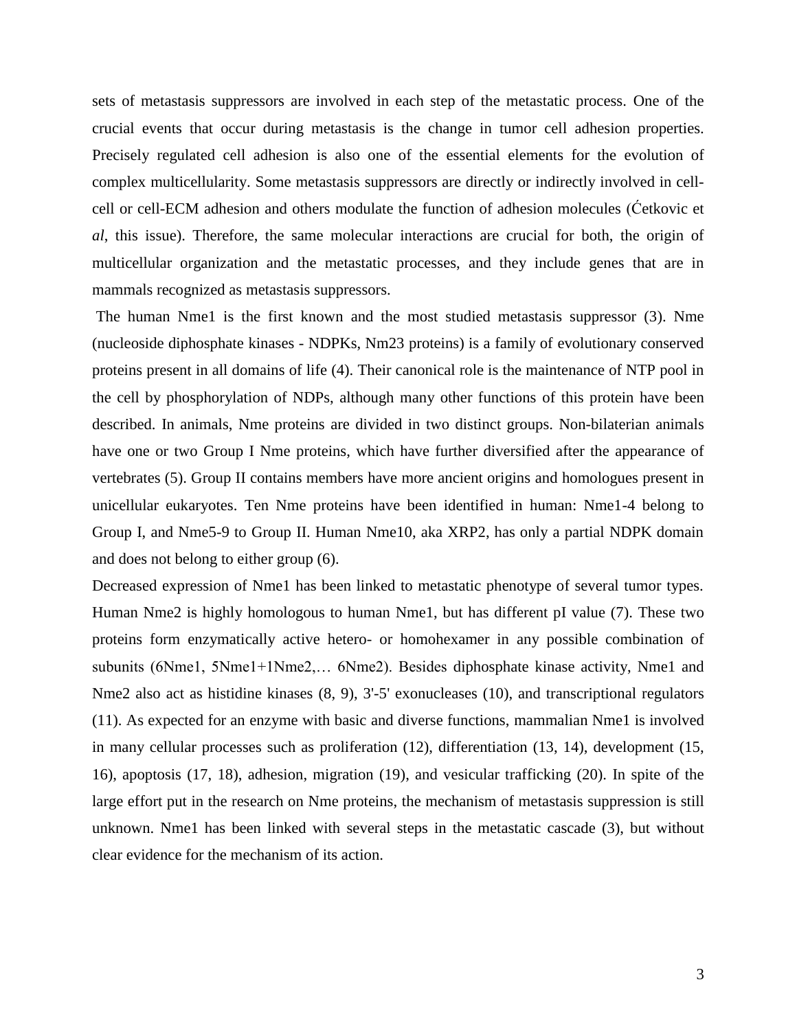sets of metastasis suppressors are involved in each step of the metastatic process. One of the crucial events that occur during metastasis is the change in tumor cell adhesion properties. Precisely regulated cell adhesion is also one of the essential elements for the evolution of complex multicellularity. Some metastasis suppressors are directly or indirectly involved in cell-cell or cell-ECM adhesion and others modulate the function of adhesion molecules (Ćetkovic et *al*, this issue). Therefore, the same molecular interactions are crucial for both, the origin of multicellular organization and the metastatic processes, and they include genes that are in mammals recognized as metastasis suppressors.

The human Nme1 is the first known and the most studied metastasis suppressor (3). Nme (nucleoside diphosphate kinases - NDPKs, Nm23 proteins) is a family of evolutionary conserved proteins present in all domains of life (4). Their canonical role is the maintenance of NTP pool in the cell by phosphorylation of NDPs, although many other functions of this protein have been described. In animals, Nme proteins are divided in two distinct groups. Non-bilaterian animals have one or two Group I Nme proteins, which have further diversified after the appearance of vertebrates (5). Group II contains members have more ancient origins and homologues present in unicellular eukaryotes. Ten Nme proteins have been identified in human: Nme1-4 belong to Group I, and Nme5-9 to Group II. Human Nme10, aka XRP2, has only a partial NDPK domain and does not belong to either group (6).

Decreased expression of Nme1 has been linked to metastatic phenotype of several tumor types. Human Nme2 is highly homologous to human Nme1, but has different pI value (7). These two proteins form enzymatically active hetero- or homohexamer in any possible combination of subunits (6Nme1, 5Nme1+1Nme2,… 6Nme2). Besides diphosphate kinase activity, Nme1 and Nme2 also act as histidine kinases (8, 9), 3'-5' exonucleases (10), and transcriptional regulators (11). As expected for an enzyme with basic and diverse functions, mammalian Nme1 is involved in many cellular processes such as proliferation (12), differentiation (13, 14), development (15, 16), apoptosis (17, 18), adhesion, migration (19), and vesicular trafficking (20). In spite of the large effort put in the research on Nme proteins, the mechanism of metastasis suppression is still unknown. Nme1 has been linked with several steps in the metastatic cascade (3), but without clear evidence for the mechanism of its action.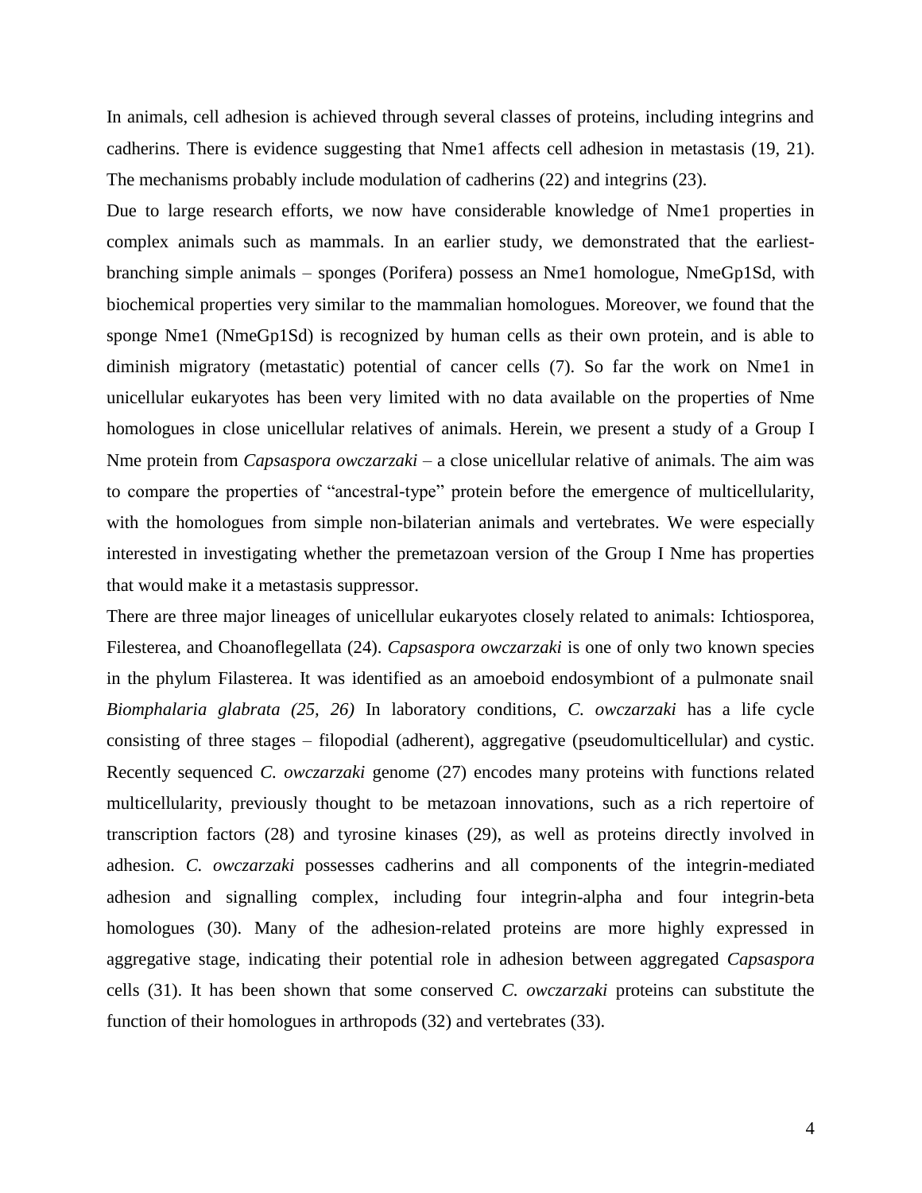In animals, cell adhesion is achieved through several classes of proteins, including integrins and cadherins. There is evidence suggesting that Nme1 affects cell adhesion in metastasis (19, 21). The mechanisms probably include modulation of cadherins (22) and integrins (23).

Due to large research efforts, we now have considerable knowledge of Nme1 properties in complex animals such as mammals. In an earlier study, we demonstrated that the earliest-branching simple animals – sponges (Porifera) possess an Nme1 homologue, NmeGp1Sd, with biochemical properties very similar to the mammalian homologues. Moreover, we found that the sponge Nme1 (NmeGp1Sd) is recognized by human cells as their own protein, and is able to diminish migratory (metastatic) potential of cancer cells (7). So far the work on Nme1 in unicellular eukaryotes has been very limited with no data available on the properties of Nme homologues in close unicellular relatives of animals. Herein, we present a study of a Group I Nme protein from *Capsaspora owczarzaki* – a close unicellular relative of animals. The aim was to compare the properties of "ancestral-type" protein before the emergence of multicellularity, with the homologues from simple non-bilaterian animals and vertebrates. We were especially interested in investigating whether the premetazoan version of the Group I Nme has properties that would make it a metastasis suppressor.

There are three major lineages of unicellular eukaryotes closely related to animals: Ichtiosporea, Filesterea, and Choanoflegellata (24). *Capsaspora owczarzaki* is one of only two known species in the phylum Filasterea. It was identified as an amoeboid endosymbiont of a pulmonate snail *Biomphalaria glabrata (25, 26)* In laboratory conditions, *C. owczarzaki* has a life cycle consisting of three stages – filopodial (adherent), aggregative (pseudomulticellular) and cystic. Recently sequenced *C. owczarzaki* genome (27) encodes many proteins with functions related multicellularity, previously thought to be metazoan innovations, such as a rich repertoire of transcription factors (28) and tyrosine kinases (29), as well as proteins directly involved in adhesion. *C. owczarzaki* possesses cadherins and all components of the integrin-mediated adhesion and signalling complex, including four integrin-alpha and four integrin-beta homologues (30). Many of the adhesion-related proteins are more highly expressed in aggregative stage, indicating their potential role in adhesion between aggregated *Capsaspora* cells (31). It has been shown that some conserved *C. owczarzaki* proteins can substitute the function of their homologues in arthropods (32) and vertebrates (33).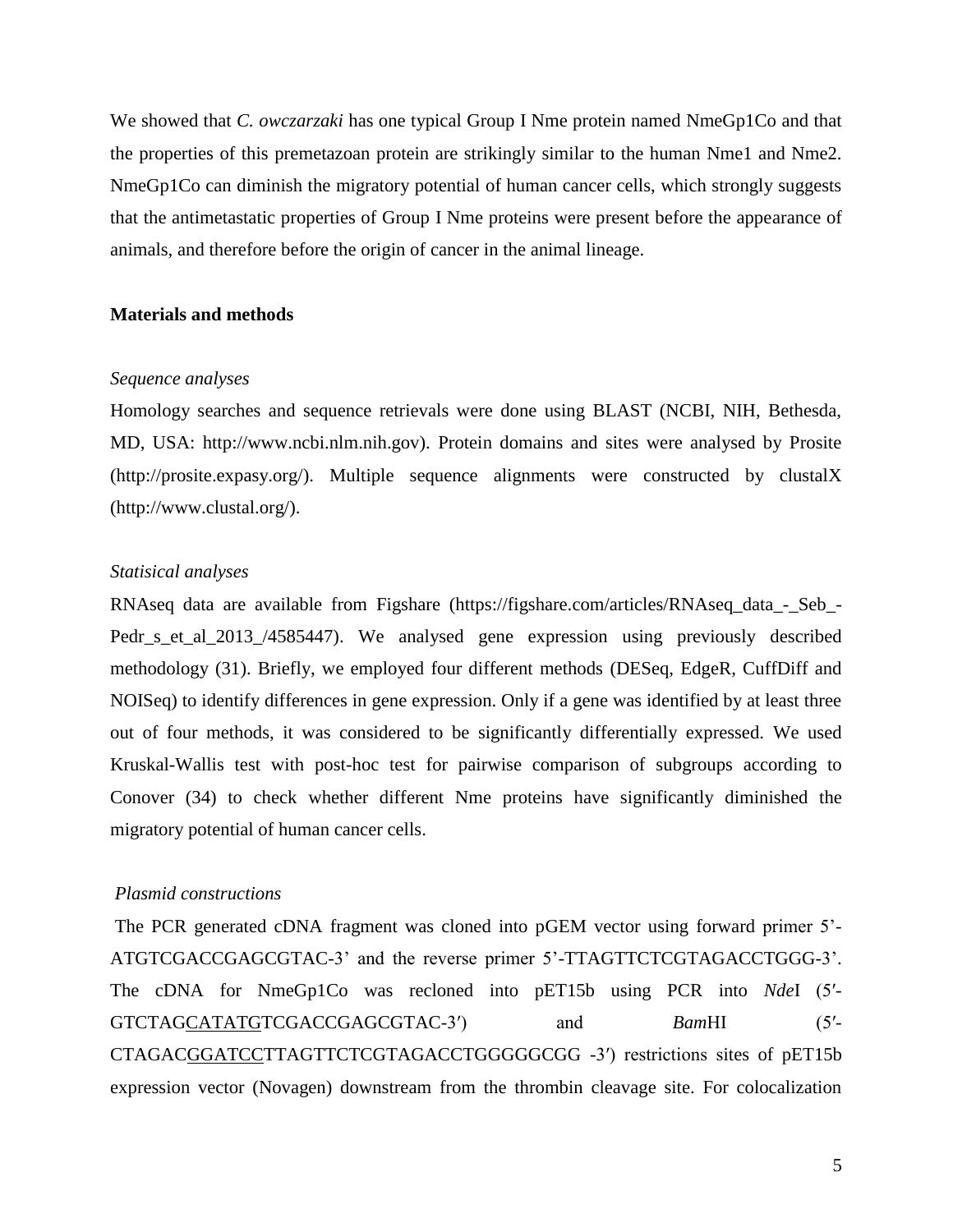We showed that *C. owczarzaki* has one typical Group I Nme protein named NmeGp1Co and that the properties of this premetazoan protein are strikingly similar to the human Nme1 and Nme2. NmeGp1Co can diminish the migratory potential of human cancer cells, which strongly suggests that the antimetastatic properties of Group I Nme proteins were present before the appearance of animals, and therefore before the origin of cancer in the animal lineage.

## Materials and methods

### *Sequence analyses*

Homology searches and sequence retrievals were done using BLAST (NCBI, NIH, Bethesda, MD, USA: http://www.ncbi.nlm.nih.gov). Protein domains and sites were analysed by Prosite (http://prosite.expasy.org/). Multiple sequence alignments were constructed by clustalX (http://www.clustal.org/).

### *Statisical analyses*

RNAseq data are available from Figshare (https://figshare.com/articles/RNAseq_data_-_Seb_-Pedr_s_et_al_2013_/4585447). We analysed gene expression using previously described methodology (31). Briefly, we employed four different methods (DESeq, EdgeR, CuffDiff and NOISeq) to identify differences in gene expression. Only if a gene was identified by at least three out of four methods, it was considered to be significantly differentially expressed. We used Kruskal-Wallis test with post-hoc test for pairwise comparison of subgroups according to Conover (34) to check whether different Nme proteins have significantly diminished the migratory potential of human cancer cells.

### *Plasmid constructions*

The PCR generated cDNA fragment was cloned into pGEM vector using forward primer 5'-ATGTCGACCGAGCGTAC-3' and the reverse primer 5'-TTAGTTCTCGTAGACCTGGG-3'. The cDNA for NmeGp1Co was recloned into pET15b using PCR into *Nde*I (5′-GTCTAG<u>CATATG</u>TCGACCGAGCGTAC-3′) and *Bam*HI (5′-CTAGAC<u>GGATCC</u>TTAGTTCTCGTAGACCTGGGGGCGG -3′) restrictions sites of pET15b expression vector (Novagen) downstream from the thrombin cleavage site. For colocalization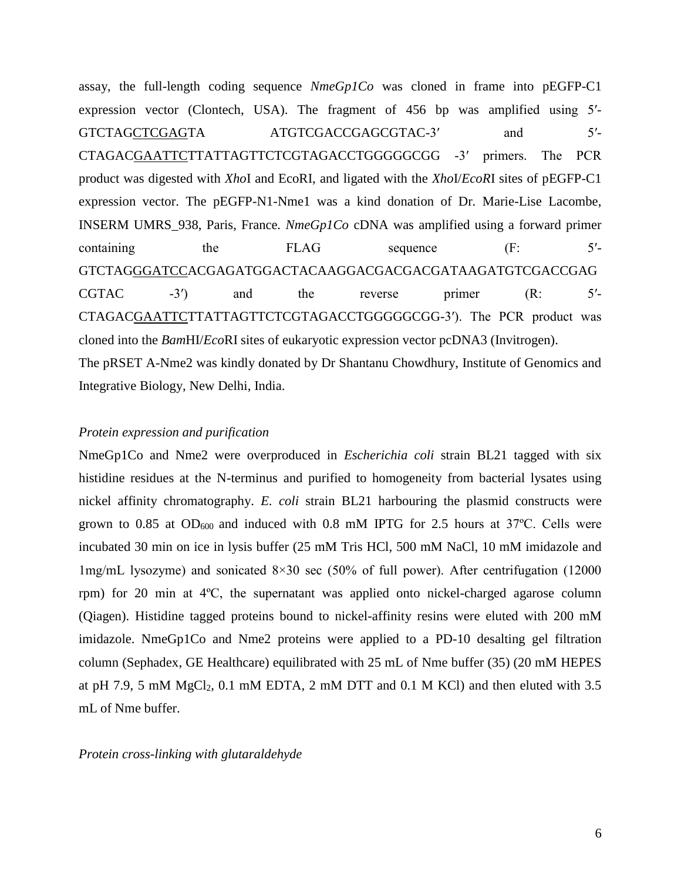assay, the full-length coding sequence *NmeGp1Co* was cloned in frame into pEGFP-C1 expression vector (Clontech, USA). The fragment of 456 bp was amplified using 5′-GTCTAG<u>CTCGAG</u>TA ATGTCGACCGAGCGTAC-3′ and 5′-CTAGAC<u>GAATTC</u>TTATTAGTTCTCGTAGACCTGGGGGCGG -3′ primers. The PCR product was digested with *Xho*I and EcoRI, and ligated with the *Xho*I/*EcoR*I sites of pEGFP-C1 expression vector. The pEGFP-N1-Nme1 was a kind donation of Dr. Marie-Lise Lacombe, INSERM UMRS_938, Paris, France. *NmeGp1Co* cDNA was amplified using a forward primer containing the FLAG sequence (F: 5′-GTCTAG<u>GGATCC</u>ACGAGATGGACTACAAGGACGACGACGATAAGATGTCGACCGAG CGTAC -3′) and the reverse primer (R: 5′-CTAGAC<u>GAATTC</u>TTATTAGTTCTCGTAGACCTGGGGGCGG-3′). The PCR product was cloned into the *Bam*HI/*Eco*RI sites of eukaryotic expression vector pcDNA3 (Invitrogen).

The pRSET A-Nme2 was kindly donated by Dr Shantanu Chowdhury, Institute of Genomics and Integrative Biology, New Delhi, India.

*Protein expression and purification*

NmeGp1Co and Nme2 were overproduced in *Escherichia coli* strain BL21 tagged with six histidine residues at the N-terminus and purified to homogeneity from bacterial lysates using nickel affinity chromatography. *E. coli* strain BL21 harbouring the plasmid constructs were grown to 0.85 at $OD_{600}$ and induced with 0.8 mM IPTG for 2.5 hours at 37ºC. Cells were incubated 30 min on ice in lysis buffer (25 mM Tris HCl, 500 mM NaCl, 10 mM imidazole and 1mg/mL lysozyme) and sonicated 8×30 sec (50% of full power). After centrifugation (12000 rpm) for 20 min at 4ºC, the supernatant was applied onto nickel-charged agarose column (Qiagen). Histidine tagged proteins bound to nickel-affinity resins were eluted with 200 mM imidazole. NmeGp1Co and Nme2 proteins were applied to a PD-10 desalting gel filtration column (Sephadex, GE Healthcare) equilibrated with 25 mL of Nme buffer (35) (20 mM HEPES at pH 7.9, 5 mM $MgCl_2$, 0.1 mM EDTA, 2 mM DTT and 0.1 M KCl) and then eluted with 3.5 mL of Nme buffer.

*Protein cross-linking with glutaraldehyde*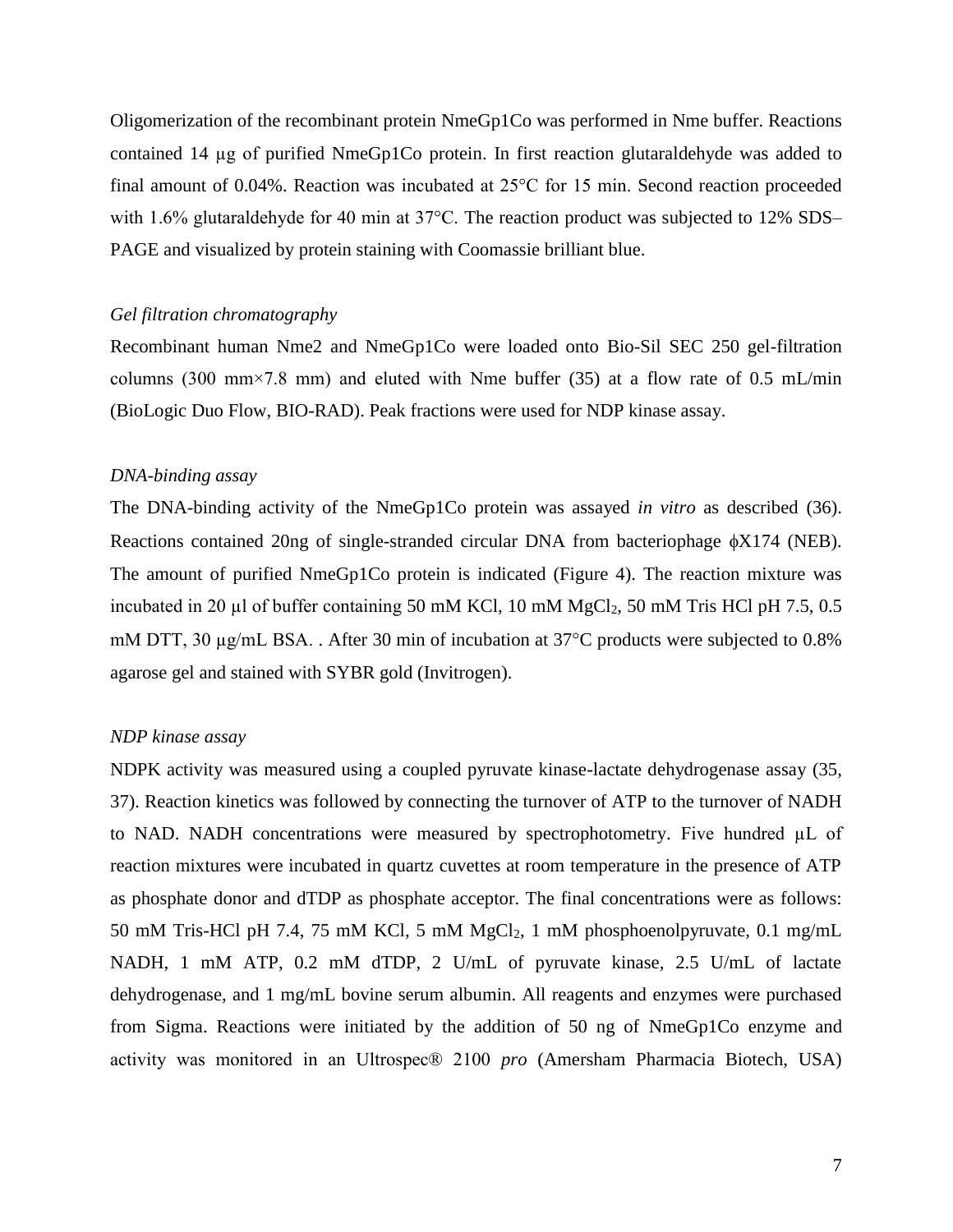Oligomerization of the recombinant protein NmeGp1Co was performed in Nme buffer. Reactions contained 14 μg of purified NmeGp1Co protein. In first reaction glutaraldehyde was added to final amount of 0.04%. Reaction was incubated at 25°C for 15 min. Second reaction proceeded with 1.6% glutaraldehyde for 40 min at 37°C. The reaction product was subjected to 12% SDS–PAGE and visualized by protein staining with Coomassie brilliant blue.

*Gel filtration chromatography*

Recombinant human Nme2 and NmeGp1Co were loaded onto Bio-Sil SEC 250 gel-filtration columns (300 mm×7.8 mm) and eluted with Nme buffer (35) at a flow rate of 0.5 mL/min (BioLogic Duo Flow, BIO-RAD). Peak fractions were used for NDP kinase assay.

*DNA-binding assay*

The DNA-binding activity of the NmeGp1Co protein was assayed *in vitro* as described (36). Reactions contained 20ng of single-stranded circular DNA from bacteriophage ϕX174 (NEB). The amount of purified NmeGp1Co protein is indicated (Figure 4). The reaction mixture was incubated in 20 μl of buffer containing 50 mM KCl, 10 mM $MgCl_2$, 50 mM Tris HCl pH 7.5, 0.5 mM DTT, 30 μg/mL BSA. . After 30 min of incubation at 37°C products were subjected to 0.8% agarose gel and stained with SYBR gold (Invitrogen).

*NDP kinase assay*

NDPK activity was measured using a coupled pyruvate kinase-lactate dehydrogenase assay (35, 37). Reaction kinetics was followed by connecting the turnover of ATP to the turnover of NADH to NAD. NADH concentrations were measured by spectrophotometry. Five hundred μL of reaction mixtures were incubated in quartz cuvettes at room temperature in the presence of ATP as phosphate donor and dTDP as phosphate acceptor. The final concentrations were as follows: 50 mM Tris-HCl pH 7.4, 75 mM KCl, 5 mM $MgCl_2$, 1 mM phosphoenolpyruvate, 0.1 mg/mL NADH, 1 mM ATP, 0.2 mM dTDP, 2 U/mL of pyruvate kinase, 2.5 U/mL of lactate dehydrogenase, and 1 mg/mL bovine serum albumin. All reagents and enzymes were purchased from Sigma. Reactions were initiated by the addition of 50 ng of NmeGp1Co enzyme and activity was monitored in an Ultrospec® 2100 *pro* (Amersham Pharmacia Biotech, USA)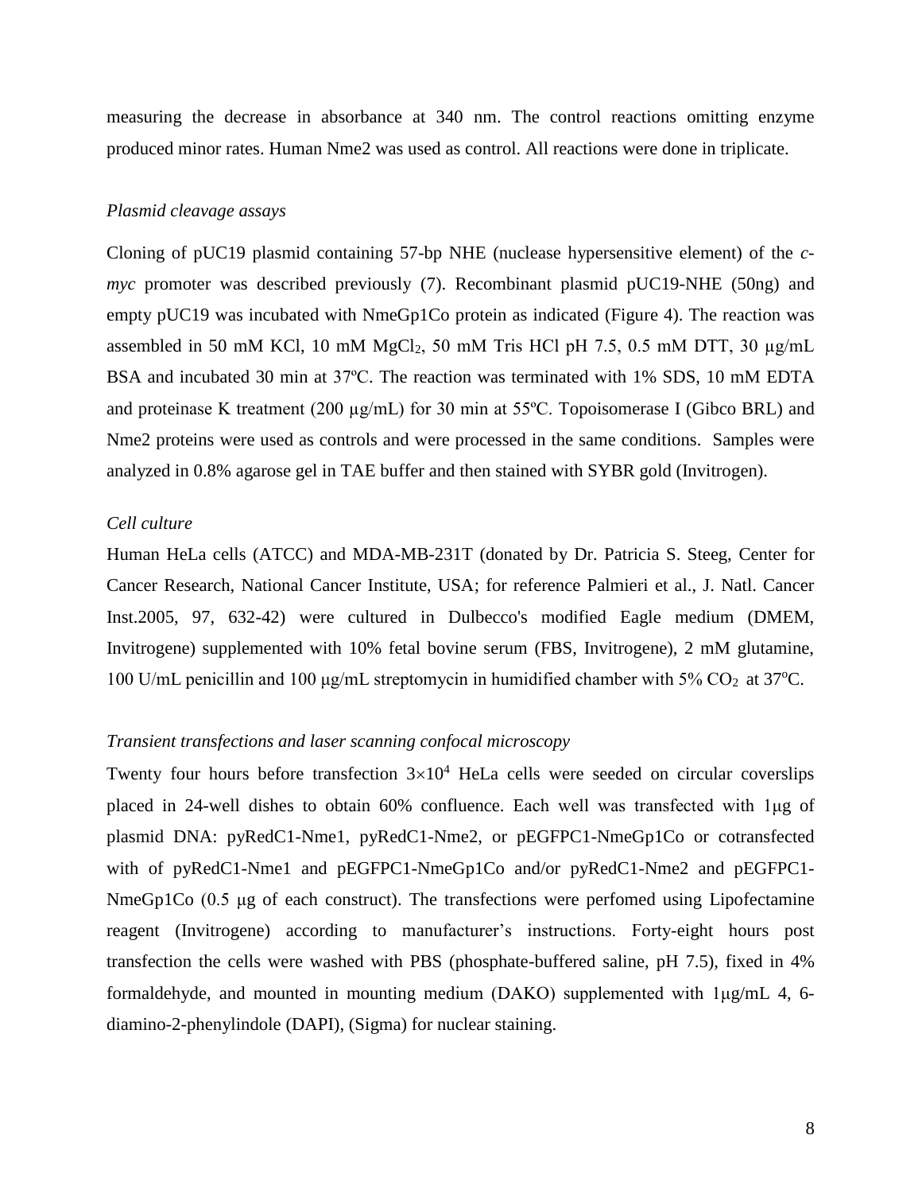measuring the decrease in absorbance at 340 nm. The control reactions omitting enzyme produced minor rates. Human Nme2 was used as control. All reactions were done in triplicate.

*Plasmid cleavage assays*

Cloning of pUC19 plasmid containing 57-bp NHE (nuclease hypersensitive element) of the *c-myc* promoter was described previously (7). Recombinant plasmid pUC19-NHE (50ng) and empty pUC19 was incubated with NmeGp1Co protein as indicated (Figure 4). The reaction was assembled in 50 mM KCl, 10 mM $MgCl_2$, 50 mM Tris HCl pH 7.5, 0.5 mM DTT, 30 μg/mL BSA and incubated 30 min at 37ºC. The reaction was terminated with 1% SDS, 10 mM EDTA and proteinase K treatment (200 μg/mL) for 30 min at 55ºC. Topoisomerase I (Gibco BRL) and Nme2 proteins were used as controls and were processed in the same conditions. Samples were analyzed in 0.8% agarose gel in TAE buffer and then stained with SYBR gold (Invitrogen).

*Cell culture*

Human HeLa cells (ATCC) and MDA-MB-231T (donated by Dr. Patricia S. Steeg, Center for Cancer Research, National Cancer Institute, USA; for reference Palmieri et al., J. Natl. Cancer Inst.2005, 97, 632-42) were cultured in Dulbecco's modified Eagle medium (DMEM, Invitrogene) supplemented with 10% fetal bovine serum (FBS, Invitrogene), 2 mM glutamine, 100 U/mL penicillin and 100 μg/mL streptomycin in humidified chamber with 5% $CO_2$ at 37$^o$C.

*Transient transfections and laser scanning confocal microscopy*

Twenty four hours before transfection $3{\times}10^4$ HeLa cells were seeded on circular coverslips placed in 24-well dishes to obtain 60% confluence. Each well was transfected with 1μg of plasmid DNA: pyRedC1-Nme1, pyRedC1-Nme2, or pEGFPC1-NmeGp1Co or cotransfected with of pyRedC1-Nme1 and pEGFPC1-NmeGp1Co and/or pyRedC1-Nme2 and pEGFPC1-NmeGp1Co (0.5 μg of each construct). The transfections were perfomed using Lipofectamine reagent (Invitrogene) according to manufacturer's instructions. Forty-eight hours post transfection the cells were washed with PBS (phosphate-buffered saline, pH 7.5), fixed in 4% formaldehyde, and mounted in mounting medium (DAKO) supplemented with 1μg/mL 4, 6-diamino-2-phenylindole (DAPI), (Sigma) for nuclear staining.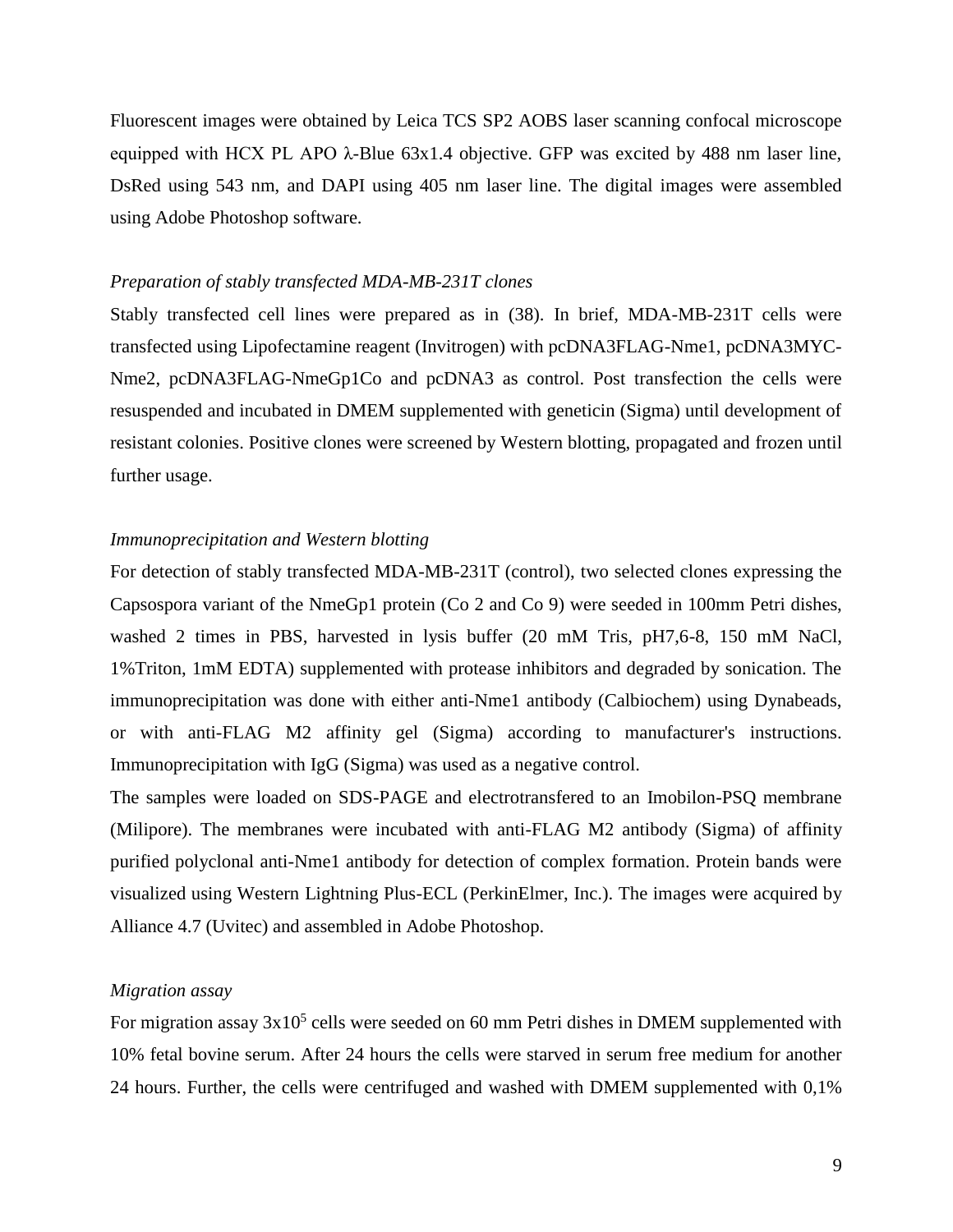Fluorescent images were obtained by Leica TCS SP2 AOBS laser scanning confocal microscope equipped with HCX PL APO λ-Blue 63x1.4 objective. GFP was excited by 488 nm laser line, DsRed using 543 nm, and DAPI using 405 nm laser line. The digital images were assembled using Adobe Photoshop software.

*Preparation of stably transfected MDA-MB-231T clones*

Stably transfected cell lines were prepared as in (38). In brief, MDA-MB-231T cells were transfected using Lipofectamine reagent (Invitrogen) with pcDNA3FLAG-Nme1, pcDNA3MYC-Nme2, pcDNA3FLAG-NmeGp1Co and pcDNA3 as control. Post transfection the cells were resuspended and incubated in DMEM supplemented with geneticin (Sigma) until development of resistant colonies. Positive clones were screened by Western blotting, propagated and frozen until further usage.

*Immunoprecipitation and Western blotting*

For detection of stably transfected MDA-MB-231T (control), two selected clones expressing the Capsospora variant of the NmeGp1 protein (Co 2 and Co 9) were seeded in 100mm Petri dishes, washed 2 times in PBS, harvested in lysis buffer (20 mM Tris, pH7,6-8, 150 mM NaCl, 1%Triton, 1mM EDTA) supplemented with protease inhibitors and degraded by sonication. The immunoprecipitation was done with either anti-Nme1 antibody (Calbiochem) using Dynabeads, or with anti-FLAG M2 affinity gel (Sigma) according to manufacturer's instructions. Immunoprecipitation with IgG (Sigma) was used as a negative control.

The samples were loaded on SDS-PAGE and electrotransfered to an Imobilon-PSQ membrane (Milipore). The membranes were incubated with anti-FLAG M2 antibody (Sigma) of affinity purified polyclonal anti-Nme1 antibody for detection of complex formation. Protein bands were visualized using Western Lightning Plus-ECL (PerkinElmer, Inc.). The images were acquired by Alliance 4.7 (Uvitec) and assembled in Adobe Photoshop.

*Migration assay*

For migration assay $3x10^5$ cells were seeded on 60 mm Petri dishes in DMEM supplemented with 10% fetal bovine serum. After 24 hours the cells were starved in serum free medium for another 24 hours. Further, the cells were centrifuged and washed with DMEM supplemented with 0,1%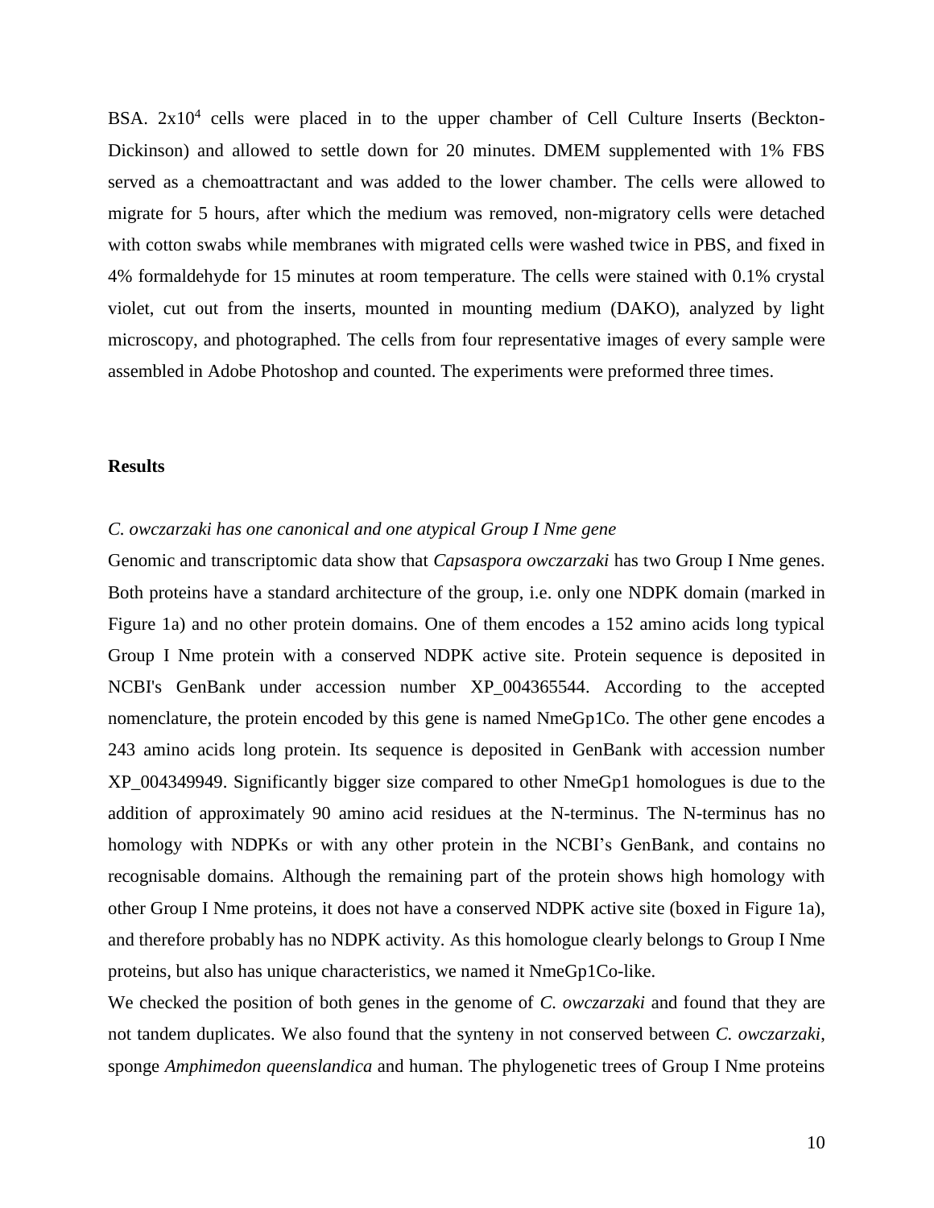BSA. $2x10^4$ cells were placed in to the upper chamber of Cell Culture Inserts (Beckton-Dickinson) and allowed to settle down for 20 minutes. DMEM supplemented with 1% FBS served as a chemoattractant and was added to the lower chamber. The cells were allowed to migrate for 5 hours, after which the medium was removed, non-migratory cells were detached with cotton swabs while membranes with migrated cells were washed twice in PBS, and fixed in 4% formaldehyde for 15 minutes at room temperature. The cells were stained with 0.1% crystal violet, cut out from the inserts, mounted in mounting medium (DAKO), analyzed by light microscopy, and photographed. The cells from four representative images of every sample were assembled in Adobe Photoshop and counted. The experiments were preformed three times.

## Results

### *C. owczarzaki has one canonical and one atypical Group I Nme gene*

Genomic and transcriptomic data show that *Capsaspora owczarzaki* has two Group I Nme genes. Both proteins have a standard architecture of the group, i.e. only one NDPK domain (marked in Figure 1a) and no other protein domains. One of them encodes a 152 amino acids long typical Group I Nme protein with a conserved NDPK active site. Protein sequence is deposited in NCBI's GenBank under accession number XP_004365544. According to the accepted nomenclature, the protein encoded by this gene is named NmeGp1Co. The other gene encodes a 243 amino acids long protein. Its sequence is deposited in GenBank with accession number XP_004349949. Significantly bigger size compared to other NmeGp1 homologues is due to the addition of approximately 90 amino acid residues at the N-terminus. The N-terminus has no homology with NDPKs or with any other protein in the NCBI's GenBank, and contains no recognisable domains. Although the remaining part of the protein shows high homology with other Group I Nme proteins, it does not have a conserved NDPK active site (boxed in Figure 1a), and therefore probably has no NDPK activity. As this homologue clearly belongs to Group I Nme proteins, but also has unique characteristics, we named it NmeGp1Co-like.

We checked the position of both genes in the genome of *C. owczarzaki* and found that they are not tandem duplicates. We also found that the synteny in not conserved between *C. owczarzaki*, sponge *Amphimedon queenslandica* and human. The phylogenetic trees of Group I Nme proteins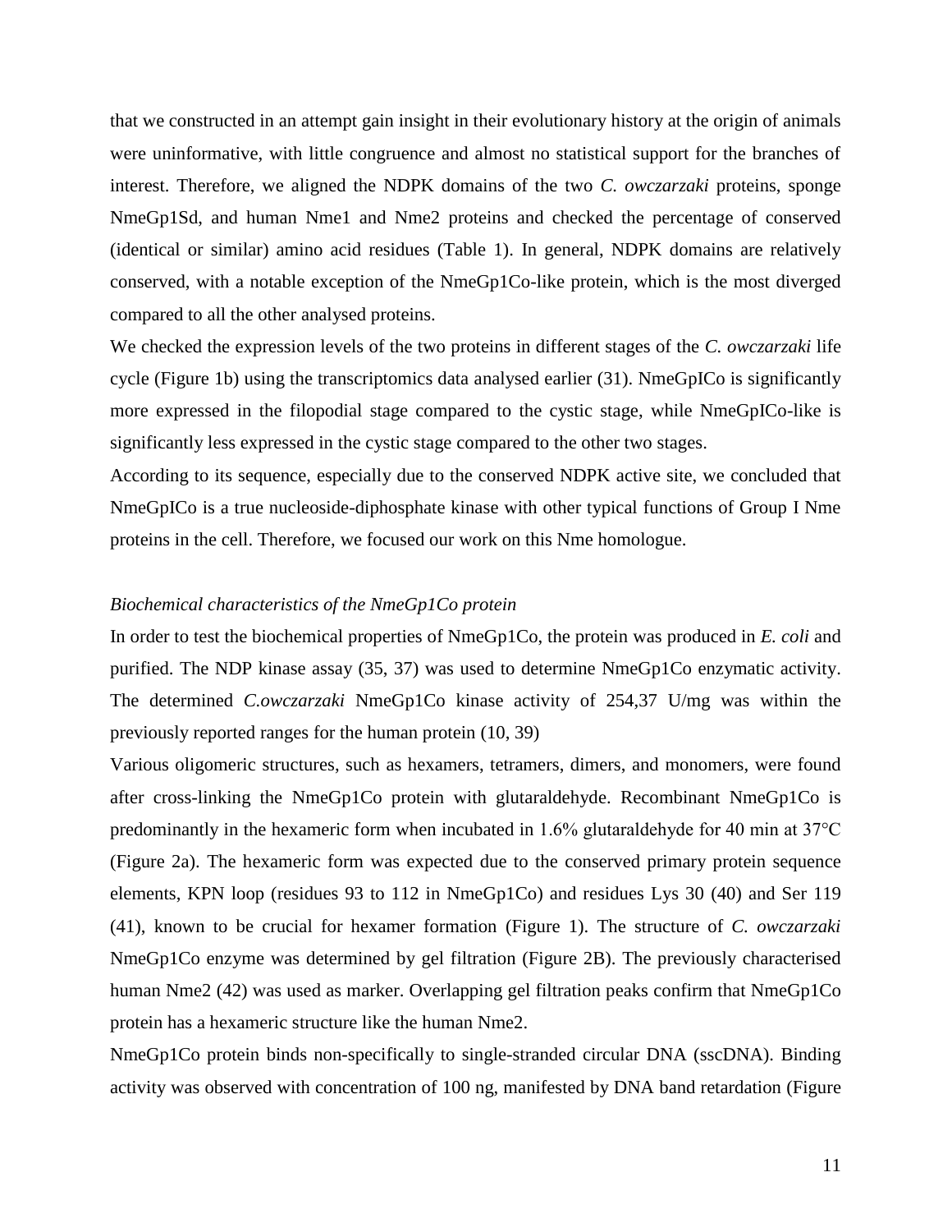that we constructed in an attempt gain insight in their evolutionary history at the origin of animals were uninformative, with little congruence and almost no statistical support for the branches of interest. Therefore, we aligned the NDPK domains of the two *C. owczarzaki* proteins, sponge NmeGp1Sd, and human Nme1 and Nme2 proteins and checked the percentage of conserved (identical or similar) amino acid residues (Table 1). In general, NDPK domains are relatively conserved, with a notable exception of the NmeGp1Co-like protein, which is the most diverged compared to all the other analysed proteins.

We checked the expression levels of the two proteins in different stages of the *C. owczarzaki* life cycle (Figure 1b) using the transcriptomics data analysed earlier (31). NmeGpICo is significantly more expressed in the filopodial stage compared to the cystic stage, while NmeGpICo-like is significantly less expressed in the cystic stage compared to the other two stages.

According to its sequence, especially due to the conserved NDPK active site, we concluded that NmeGpICo is a true nucleoside-diphosphate kinase with other typical functions of Group I Nme proteins in the cell. Therefore, we focused our work on this Nme homologue.

*Biochemical characteristics of the NmeGp1Co protein*

In order to test the biochemical properties of NmeGp1Co, the protein was produced in *E. coli* and purified. The NDP kinase assay (35, 37) was used to determine NmeGp1Co enzymatic activity. The determined *C.owczarzaki* NmeGp1Co kinase activity of 254,37 U/mg was within the previously reported ranges for the human protein (10, 39)

Various oligomeric structures, such as hexamers, tetramers, dimers, and monomers, were found after cross-linking the NmeGp1Co protein with glutaraldehyde. Recombinant NmeGp1Co is predominantly in the hexameric form when incubated in 1.6% glutaraldehyde for 40 min at 37°C (Figure 2a). The hexameric form was expected due to the conserved primary protein sequence elements, KPN loop (residues 93 to 112 in NmeGp1Co) and residues Lys 30 (40) and Ser 119 (41), known to be crucial for hexamer formation (Figure 1). The structure of *C. owczarzaki* NmeGp1Co enzyme was determined by gel filtration (Figure 2B). The previously characterised human Nme2 (42) was used as marker. Overlapping gel filtration peaks confirm that NmeGp1Co protein has a hexameric structure like the human Nme2.

NmeGp1Co protein binds non-specifically to single-stranded circular DNA (sscDNA). Binding activity was observed with concentration of 100 ng, manifested by DNA band retardation (Figure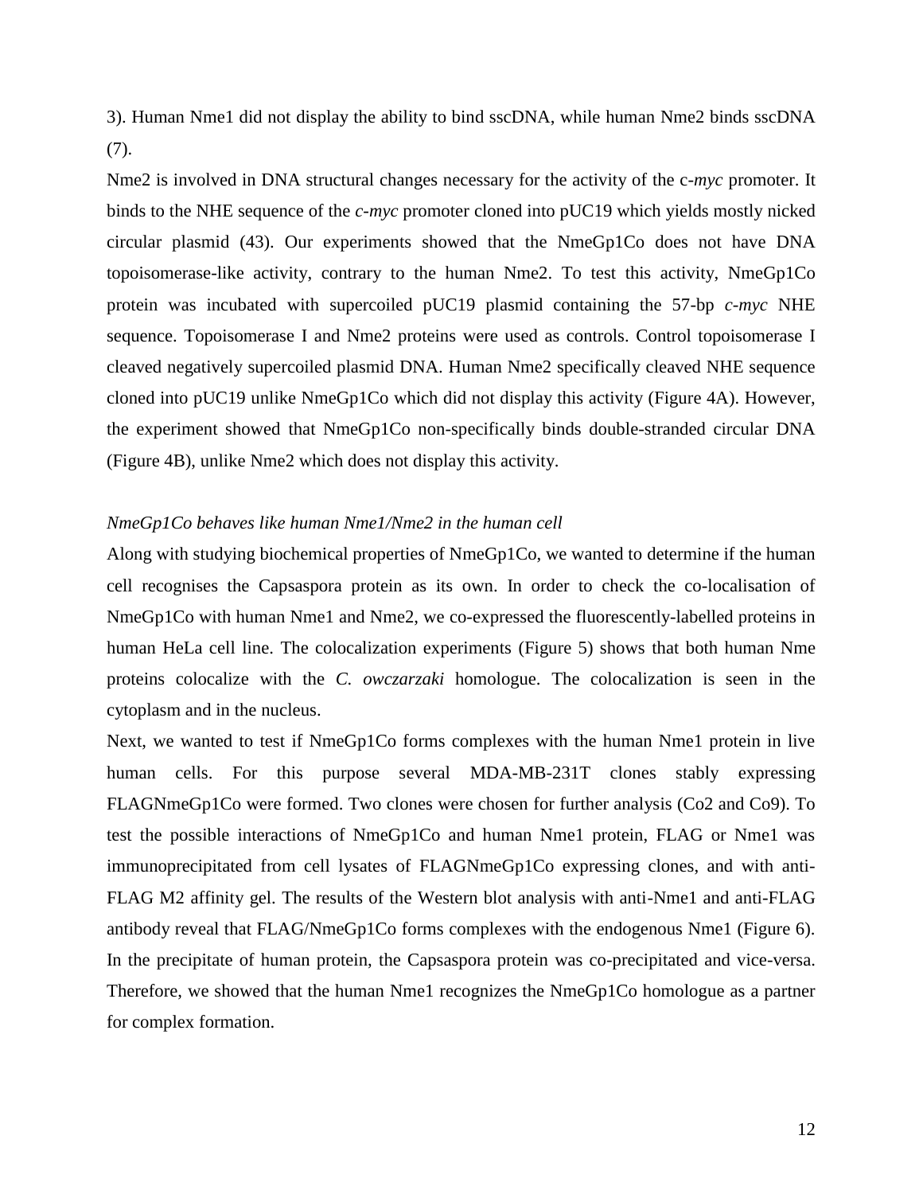3). Human Nme1 did not display the ability to bind sscDNA, while human Nme2 binds sscDNA (7).

Nme2 is involved in DNA structural changes necessary for the activity of the c-*myc* promoter. It binds to the NHE sequence of the *c-myc* promoter cloned into pUC19 which yields mostly nicked circular plasmid (43). Our experiments showed that the NmeGp1Co does not have DNA topoisomerase-like activity, contrary to the human Nme2. To test this activity, NmeGp1Co protein was incubated with supercoiled pUC19 plasmid containing the 57-bp *c-myc* NHE sequence. Topoisomerase I and Nme2 proteins were used as controls. Control topoisomerase I cleaved negatively supercoiled plasmid DNA. Human Nme2 specifically cleaved NHE sequence cloned into pUC19 unlike NmeGp1Co which did not display this activity (Figure 4A). However, the experiment showed that NmeGp1Co non-specifically binds double-stranded circular DNA (Figure 4B), unlike Nme2 which does not display this activity.

*NmeGp1Co behaves like human Nme1/Nme2 in the human cell*

Along with studying biochemical properties of NmeGp1Co, we wanted to determine if the human cell recognises the Capsaspora protein as its own. In order to check the co-localisation of NmeGp1Co with human Nme1 and Nme2, we co-expressed the fluorescently-labelled proteins in human HeLa cell line. The colocalization experiments (Figure 5) shows that both human Nme proteins colocalize with the *C. owczarzaki* homologue. The colocalization is seen in the cytoplasm and in the nucleus.

Next, we wanted to test if NmeGp1Co forms complexes with the human Nme1 protein in live human cells. For this purpose several MDA-MB-231T clones stably expressing FLAGNmeGp1Co were formed. Two clones were chosen for further analysis (Co2 and Co9). To test the possible interactions of NmeGp1Co and human Nme1 protein, FLAG or Nme1 was immunoprecipitated from cell lysates of FLAGNmeGp1Co expressing clones, and with anti-FLAG M2 affinity gel. The results of the Western blot analysis with anti-Nme1 and anti-FLAG antibody reveal that FLAG/NmeGp1Co forms complexes with the endogenous Nme1 (Figure 6). In the precipitate of human protein, the Capsaspora protein was co-precipitated and vice-versa. Therefore, we showed that the human Nme1 recognizes the NmeGp1Co homologue as a partner for complex formation.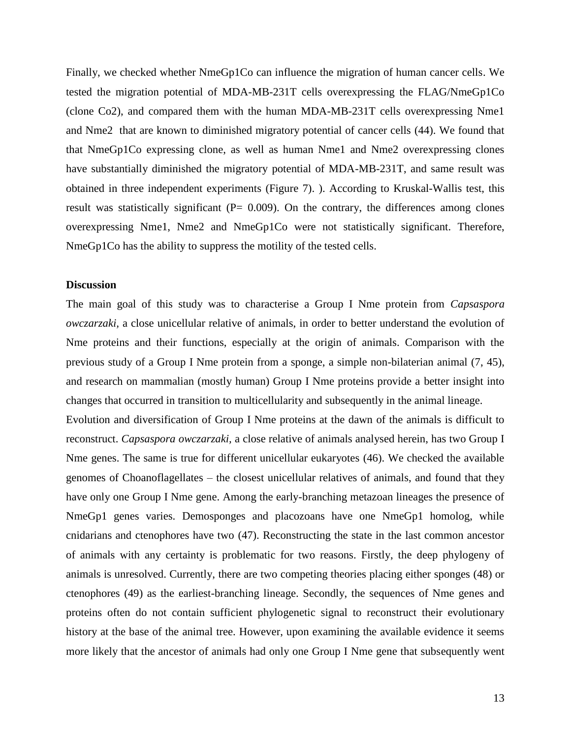Finally, we checked whether NmeGp1Co can influence the migration of human cancer cells. We tested the migration potential of MDA-MB-231T cells overexpressing the FLAG/NmeGp1Co (clone Co2), and compared them with the human MDA-MB-231T cells overexpressing Nme1 and Nme2 that are known to diminished migratory potential of cancer cells (44). We found that that NmeGp1Co expressing clone, as well as human Nme1 and Nme2 overexpressing clones have substantially diminished the migratory potential of MDA-MB-231T, and same result was obtained in three independent experiments (Figure 7). ). According to Kruskal-Wallis test, this result was statistically significant ($P = 0.009$). On the contrary, the differences among clones overexpressing Nme1, Nme2 and NmeGp1Co were not statistically significant. Therefore, NmeGp1Co has the ability to suppress the motility of the tested cells.

## Discussion

The main goal of this study was to characterise a Group I Nme protein from *Capsaspora owczarzaki,* a close unicellular relative of animals, in order to better understand the evolution of Nme proteins and their functions, especially at the origin of animals. Comparison with the previous study of a Group I Nme protein from a sponge, a simple non-bilaterian animal (7, 45), and research on mammalian (mostly human) Group I Nme proteins provide a better insight into changes that occurred in transition to multicellularity and subsequently in the animal lineage.

Evolution and diversification of Group I Nme proteins at the dawn of the animals is difficult to reconstruct. *Capsaspora owczarzaki*, a close relative of animals analysed herein, has two Group I Nme genes. The same is true for different unicellular eukaryotes (46). We checked the available genomes of Choanoflagellates – the closest unicellular relatives of animals, and found that they have only one Group I Nme gene. Among the early-branching metazoan lineages the presence of NmeGp1 genes varies. Demosponges and placozoans have one NmeGp1 homolog, while cnidarians and ctenophores have two (47). Reconstructing the state in the last common ancestor of animals with any certainty is problematic for two reasons. Firstly, the deep phylogeny of animals is unresolved. Currently, there are two competing theories placing either sponges (48) or ctenophores (49) as the earliest-branching lineage. Secondly, the sequences of Nme genes and proteins often do not contain sufficient phylogenetic signal to reconstruct their evolutionary history at the base of the animal tree. However, upon examining the available evidence it seems more likely that the ancestor of animals had only one Group I Nme gene that subsequently went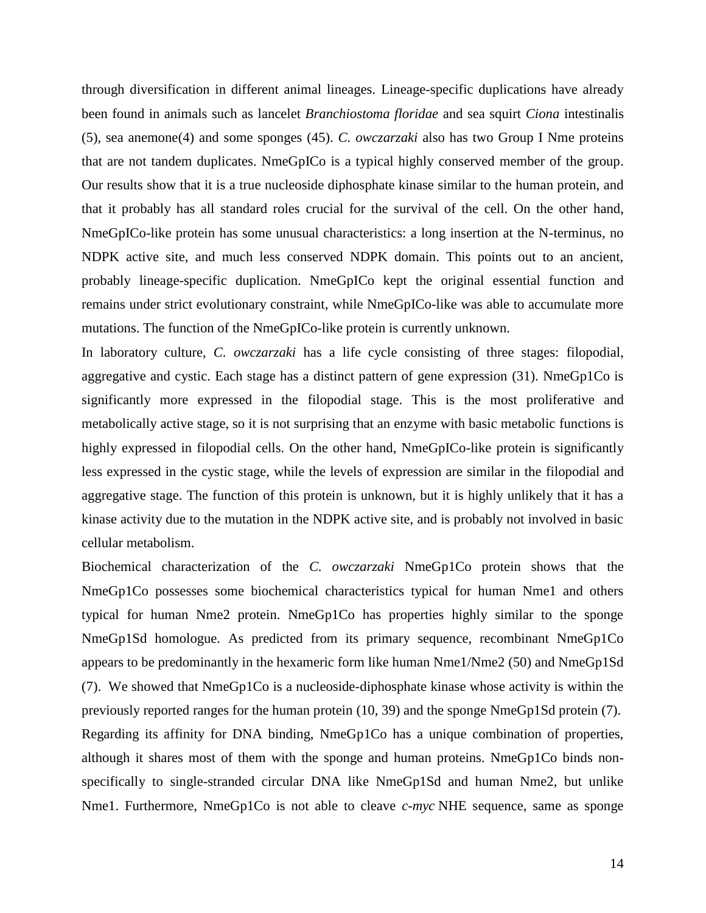through diversification in different animal lineages. Lineage-specific duplications have already been found in animals such as lancelet *Branchiostoma floridae* and sea squirt *Ciona* intestinalis (5), sea anemone(4) and some sponges (45). *C. owczarzaki* also has two Group I Nme proteins that are not tandem duplicates. NmeGpICo is a typical highly conserved member of the group. Our results show that it is a true nucleoside diphosphate kinase similar to the human protein, and that it probably has all standard roles crucial for the survival of the cell. On the other hand, NmeGpICo-like protein has some unusual characteristics: a long insertion at the N-terminus, no NDPK active site, and much less conserved NDPK domain. This points out to an ancient, probably lineage-specific duplication. NmeGpICo kept the original essential function and remains under strict evolutionary constraint, while NmeGpICo-like was able to accumulate more mutations. The function of the NmeGpICo-like protein is currently unknown.

In laboratory culture, *C. owczarzaki* has a life cycle consisting of three stages: filopodial, aggregative and cystic. Each stage has a distinct pattern of gene expression (31). NmeGp1Co is significantly more expressed in the filopodial stage. This is the most proliferative and metabolically active stage, so it is not surprising that an enzyme with basic metabolic functions is highly expressed in filopodial cells. On the other hand, NmeGpICo-like protein is significantly less expressed in the cystic stage, while the levels of expression are similar in the filopodial and aggregative stage. The function of this protein is unknown, but it is highly unlikely that it has a kinase activity due to the mutation in the NDPK active site, and is probably not involved in basic cellular metabolism.

Biochemical characterization of the *C. owczarzaki* NmeGp1Co protein shows that the NmeGp1Co possesses some biochemical characteristics typical for human Nme1 and others typical for human Nme2 protein. NmeGp1Co has properties highly similar to the sponge NmeGp1Sd homologue. As predicted from its primary sequence, recombinant NmeGp1Co appears to be predominantly in the hexameric form like human Nme1/Nme2 (50) and NmeGp1Sd (7). We showed that NmeGp1Co is a nucleoside-diphosphate kinase whose activity is within the previously reported ranges for the human protein (10, 39) and the sponge NmeGp1Sd protein (7).

Regarding its affinity for DNA binding, NmeGp1Co has a unique combination of properties, although it shares most of them with the sponge and human proteins. NmeGp1Co binds non-specifically to single-stranded circular DNA like NmeGp1Sd and human Nme2, but unlike Nme1. Furthermore, NmeGp1Co is not able to cleave *c-myc* NHE sequence, same as sponge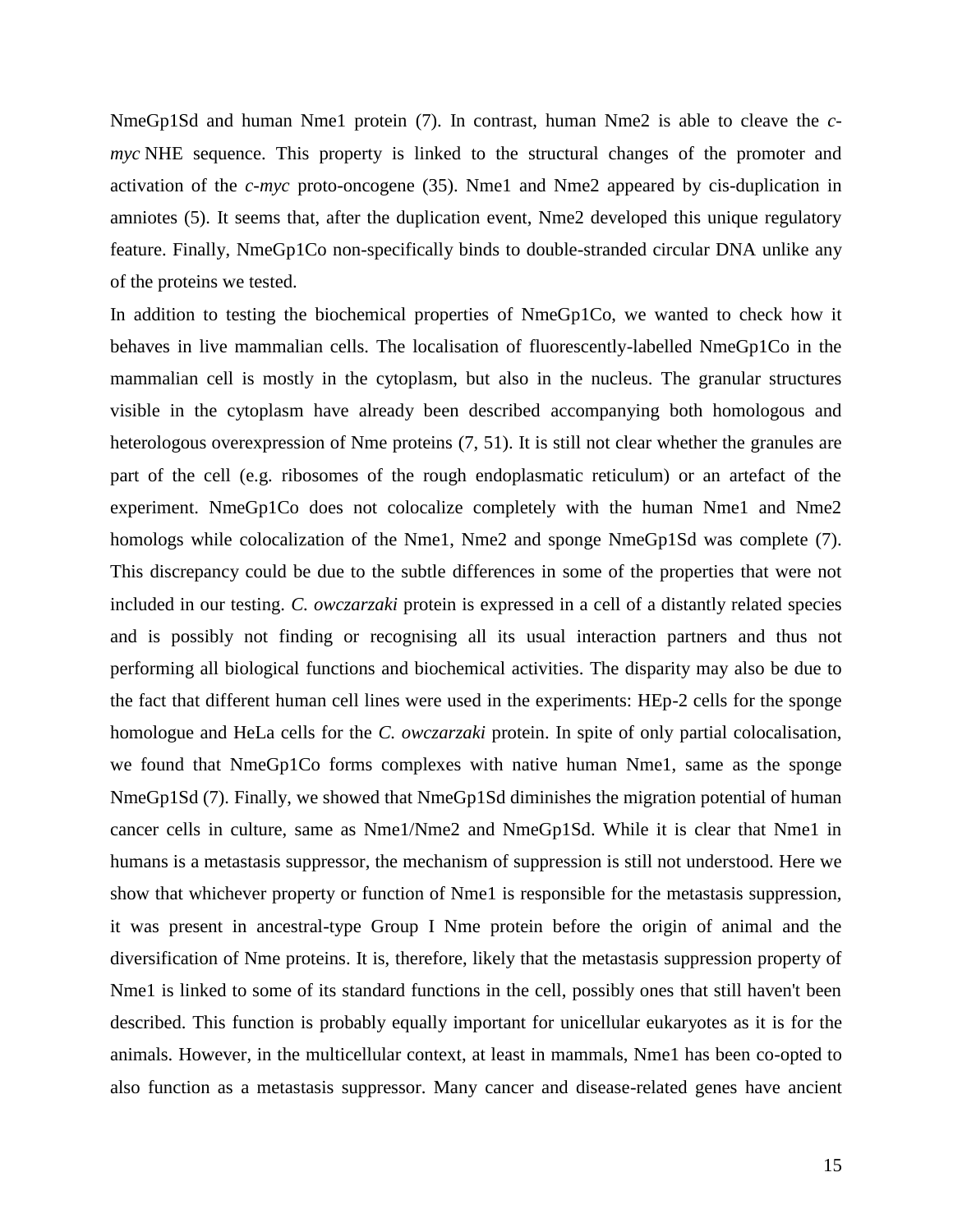NmeGp1Sd and human Nme1 protein (7). In contrast, human Nme2 is able to cleave the *c-myc* NHE sequence. This property is linked to the structural changes of the promoter and activation of the *c-myc* proto-oncogene (35). Nme1 and Nme2 appeared by cis-duplication in amniotes (5). It seems that, after the duplication event, Nme2 developed this unique regulatory feature. Finally, NmeGp1Co non-specifically binds to double-stranded circular DNA unlike any of the proteins we tested.

In addition to testing the biochemical properties of NmeGp1Co, we wanted to check how it behaves in live mammalian cells. The localisation of fluorescently-labelled NmeGp1Co in the mammalian cell is mostly in the cytoplasm, but also in the nucleus. The granular structures visible in the cytoplasm have already been described accompanying both homologous and heterologous overexpression of Nme proteins (7, 51). It is still not clear whether the granules are part of the cell (e.g. ribosomes of the rough endoplasmatic reticulum) or an artefact of the experiment. NmeGp1Co does not colocalize completely with the human Nme1 and Nme2 homologs while colocalization of the Nme1, Nme2 and sponge NmeGp1Sd was complete (7). This discrepancy could be due to the subtle differences in some of the properties that were not included in our testing. *C. owczarzaki* protein is expressed in a cell of a distantly related species and is possibly not finding or recognising all its usual interaction partners and thus not performing all biological functions and biochemical activities. The disparity may also be due to the fact that different human cell lines were used in the experiments: HEp-2 cells for the sponge homologue and HeLa cells for the *C. owczarzaki* protein. In spite of only partial colocalisation, we found that NmeGp1Co forms complexes with native human Nme1, same as the sponge NmeGp1Sd (7). Finally, we showed that NmeGp1Sd diminishes the migration potential of human cancer cells in culture, same as Nme1/Nme2 and NmeGp1Sd. While it is clear that Nme1 in humans is a metastasis suppressor, the mechanism of suppression is still not understood. Here we show that whichever property or function of Nme1 is responsible for the metastasis suppression, it was present in ancestral-type Group I Nme protein before the origin of animal and the diversification of Nme proteins. It is, therefore, likely that the metastasis suppression property of Nme1 is linked to some of its standard functions in the cell, possibly ones that still haven't been described. This function is probably equally important for unicellular eukaryotes as it is for the animals. However, in the multicellular context, at least in mammals, Nme1 has been co-opted to also function as a metastasis suppressor. Many cancer and disease-related genes have ancient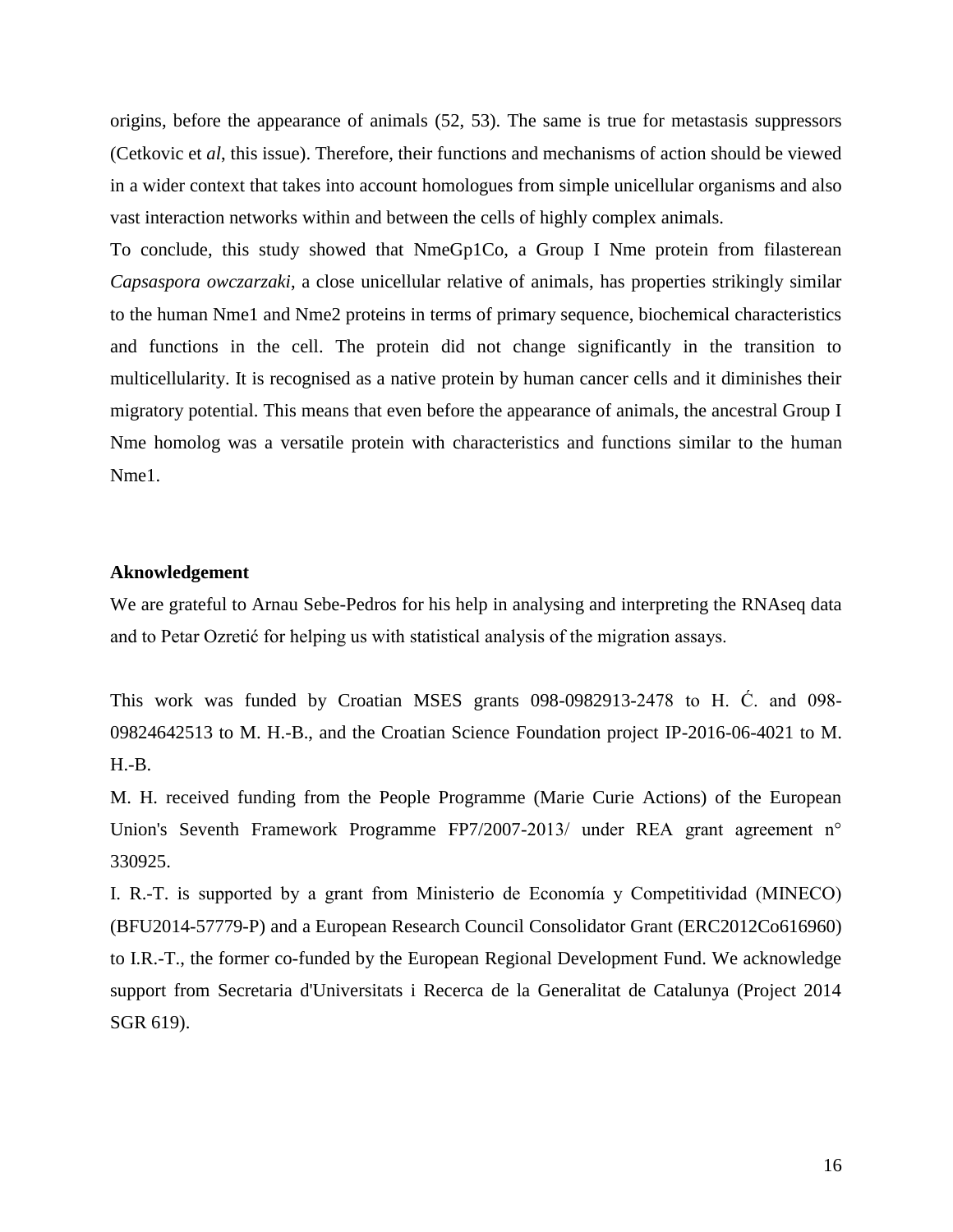origins, before the appearance of animals (52, 53). The same is true for metastasis suppressors (Cetkovic et *al*, this issue). Therefore, their functions and mechanisms of action should be viewed in a wider context that takes into account homologues from simple unicellular organisms and also vast interaction networks within and between the cells of highly complex animals.

To conclude, this study showed that NmeGp1Co, a Group I Nme protein from filasterean *Capsaspora owczarzaki*, a close unicellular relative of animals, has properties strikingly similar to the human Nme1 and Nme2 proteins in terms of primary sequence, biochemical characteristics and functions in the cell. The protein did not change significantly in the transition to multicellularity. It is recognised as a native protein by human cancer cells and it diminishes their migratory potential. This means that even before the appearance of animals, the ancestral Group I Nme homolog was a versatile protein with characteristics and functions similar to the human Nme1.

**Aknowledgement**

We are grateful to Arnau Sebe-Pedros for his help in analysing and interpreting the RNAseq data and to Petar Ozretić for helping us with statistical analysis of the migration assays.

This work was funded by Croatian MSES grants 098-0982913-2478 to H. Ć. and 098-09824642513 to M. H.-B., and the Croatian Science Foundation project IP-2016-06-4021 to M. H.-B.

M. H. received funding from the People Programme (Marie Curie Actions) of the European Union's Seventh Framework Programme FP7/2007-2013/ under REA grant agreement n° 330925.

I. R.-T. is supported by a grant from Ministerio de Economía y Competitividad (MINECO) (BFU2014-57779-P) and a European Research Council Consolidator Grant (ERC2012Co616960) to I.R.-T., the former co-funded by the European Regional Development Fund. We acknowledge support from Secretaria d'Universitats i Recerca de la Generalitat de Catalunya (Project 2014 SGR 619).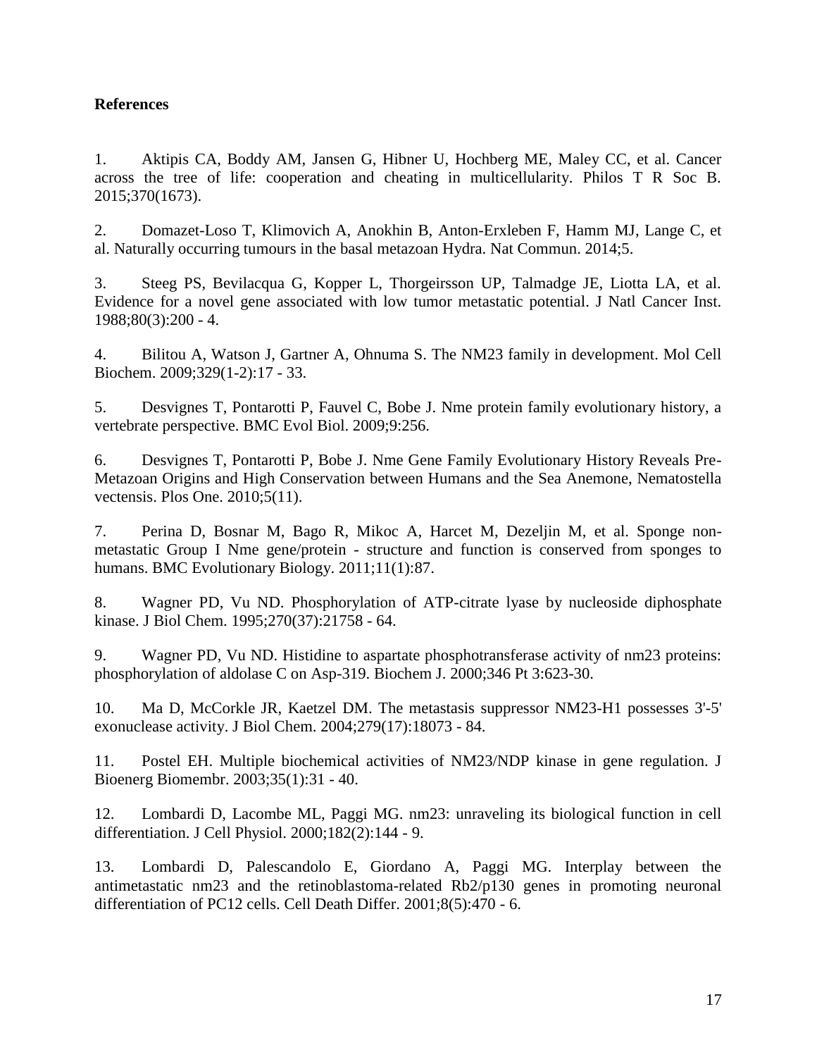## References

1. Aktipis CA, Boddy AM, Jansen G, Hibner U, Hochberg ME, Maley CC, et al. Cancer across the tree of life: cooperation and cheating in multicellularity. Philos T R Soc B. 2015;370(1673).

2. Domazet-Loso T, Klimovich A, Anokhin B, Anton-Erxleben F, Hamm MJ, Lange C, et al. Naturally occurring tumours in the basal metazoan Hydra. Nat Commun. 2014;5.

3. Steeg PS, Bevilacqua G, Kopper L, Thorgeirsson UP, Talmadge JE, Liotta LA, et al. Evidence for a novel gene associated with low tumor metastatic potential. J Natl Cancer Inst. 1988;80(3):200 - 4.

4. Bilitou A, Watson J, Gartner A, Ohnuma S. The NM23 family in development. Mol Cell Biochem. 2009;329(1-2):17 - 33.

5. Desvignes T, Pontarotti P, Fauvel C, Bobe J. Nme protein family evolutionary history, a vertebrate perspective. BMC Evol Biol. 2009;9:256.

6. Desvignes T, Pontarotti P, Bobe J. Nme Gene Family Evolutionary History Reveals Pre-Metazoan Origins and High Conservation between Humans and the Sea Anemone, Nematostella vectensis. Plos One. 2010;5(11).

7. Perina D, Bosnar M, Bago R, Mikoc A, Harcet M, Dezeljin M, et al. Sponge non-metastatic Group I Nme gene/protein - structure and function is conserved from sponges to humans. BMC Evolutionary Biology. 2011;11(1):87.

8. Wagner PD, Vu ND. Phosphorylation of ATP-citrate lyase by nucleoside diphosphate kinase. J Biol Chem. 1995;270(37):21758 - 64.

9. Wagner PD, Vu ND. Histidine to aspartate phosphotransferase activity of nm23 proteins: phosphorylation of aldolase C on Asp-319. Biochem J. 2000;346 Pt 3:623-30.

10. Ma D, McCorkle JR, Kaetzel DM. The metastasis suppressor NM23-H1 possesses 3'-5' exonuclease activity. J Biol Chem. 2004;279(17):18073 - 84.

11. Postel EH. Multiple biochemical activities of NM23/NDP kinase in gene regulation. J Bioenerg Biomembr. 2003;35(1):31 - 40.

12. Lombardi D, Lacombe ML, Paggi MG. nm23: unraveling its biological function in cell differentiation. J Cell Physiol. 2000;182(2):144 - 9.

13. Lombardi D, Palescandolo E, Giordano A, Paggi MG. Interplay between the antimetastatic nm23 and the retinoblastoma-related Rb2/p130 genes in promoting neuronal differentiation of PC12 cells. Cell Death Differ. 2001;8(5):470 - 6.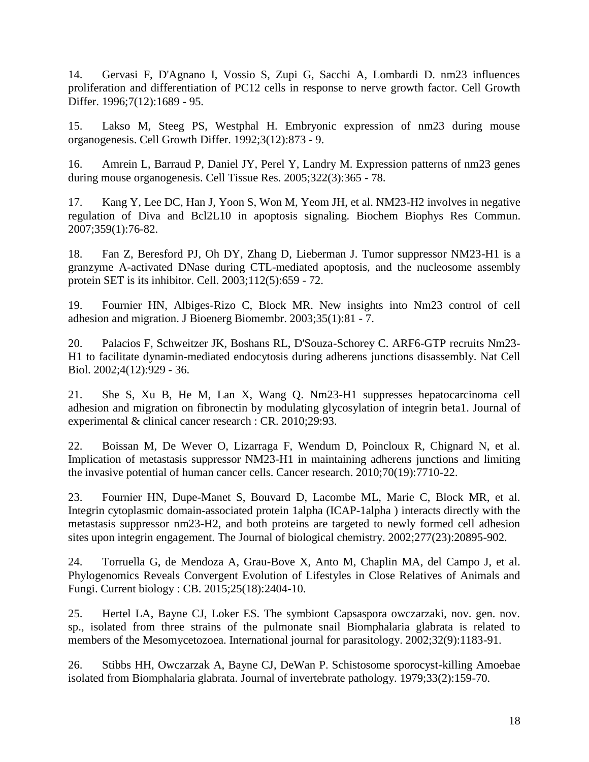14. Gervasi F, D'Agnano I, Vossio S, Zupi G, Sacchi A, Lombardi D. nm23 influences proliferation and differentiation of PC12 cells in response to nerve growth factor. Cell Growth Differ. 1996;7(12):1689 - 95.

15. Lakso M, Steeg PS, Westphal H. Embryonic expression of nm23 during mouse organogenesis. Cell Growth Differ. 1992;3(12):873 - 9.

16. Amrein L, Barraud P, Daniel JY, Perel Y, Landry M. Expression patterns of nm23 genes during mouse organogenesis. Cell Tissue Res. 2005;322(3):365 - 78.

17. Kang Y, Lee DC, Han J, Yoon S, Won M, Yeom JH, et al. NM23-H2 involves in negative regulation of Diva and Bcl2L10 in apoptosis signaling. Biochem Biophys Res Commun. 2007;359(1):76-82.

18. Fan Z, Beresford PJ, Oh DY, Zhang D, Lieberman J. Tumor suppressor NM23-H1 is a granzyme A-activated DNase during CTL-mediated apoptosis, and the nucleosome assembly protein SET is its inhibitor. Cell. 2003;112(5):659 - 72.

19. Fournier HN, Albiges-Rizo C, Block MR. New insights into Nm23 control of cell adhesion and migration. J Bioenerg Biomembr. 2003;35(1):81 - 7.

20. Palacios F, Schweitzer JK, Boshans RL, D'Souza-Schorey C. ARF6-GTP recruits Nm23-H1 to facilitate dynamin-mediated endocytosis during adherens junctions disassembly. Nat Cell Biol. 2002;4(12):929 - 36.

21. She S, Xu B, He M, Lan X, Wang Q. Nm23-H1 suppresses hepatocarcinoma cell adhesion and migration on fibronectin by modulating glycosylation of integrin beta1. Journal of experimental & clinical cancer research : CR. 2010;29:93.

22. Boissan M, De Wever O, Lizarraga F, Wendum D, Poincloux R, Chignard N, et al. Implication of metastasis suppressor NM23-H1 in maintaining adherens junctions and limiting the invasive potential of human cancer cells. Cancer research. 2010;70(19):7710-22.

23. Fournier HN, Dupe-Manet S, Bouvard D, Lacombe ML, Marie C, Block MR, et al. Integrin cytoplasmic domain-associated protein 1alpha (ICAP-1alpha ) interacts directly with the metastasis suppressor nm23-H2, and both proteins are targeted to newly formed cell adhesion sites upon integrin engagement. The Journal of biological chemistry. 2002;277(23):20895-902.

24. Torruella G, de Mendoza A, Grau-Bove X, Anto M, Chaplin MA, del Campo J, et al. Phylogenomics Reveals Convergent Evolution of Lifestyles in Close Relatives of Animals and Fungi. Current biology : CB. 2015;25(18):2404-10.

25. Hertel LA, Bayne CJ, Loker ES. The symbiont Capsaspora owczarzaki, nov. gen. nov. sp., isolated from three strains of the pulmonate snail Biomphalaria glabrata is related to members of the Mesomycetozoea. International journal for parasitology. 2002;32(9):1183-91.

26. Stibbs HH, Owczarzak A, Bayne CJ, DeWan P. Schistosome sporocyst-killing Amoebae isolated from Biomphalaria glabrata. Journal of invertebrate pathology. 1979;33(2):159-70.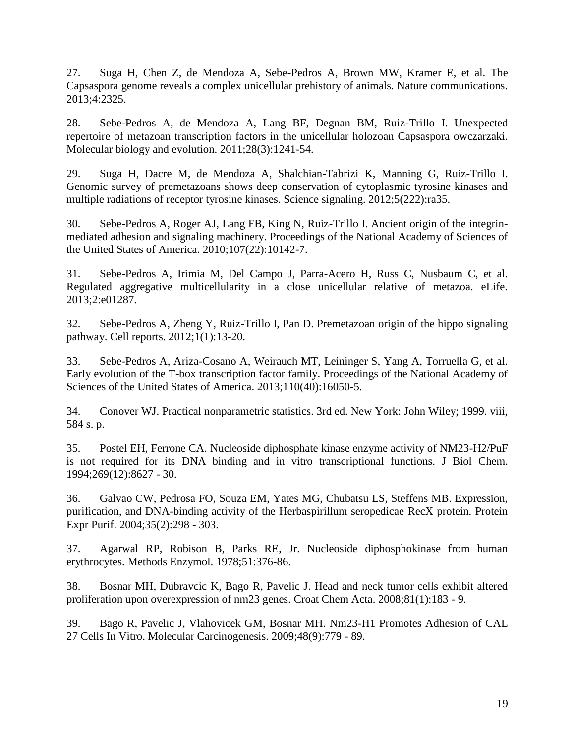27. Suga H, Chen Z, de Mendoza A, Sebe-Pedros A, Brown MW, Kramer E, et al. The Capsaspora genome reveals a complex unicellular prehistory of animals. Nature communications. 2013;4:2325.

28. Sebe-Pedros A, de Mendoza A, Lang BF, Degnan BM, Ruiz-Trillo I. Unexpected repertoire of metazoan transcription factors in the unicellular holozoan Capsaspora owczarzaki. Molecular biology and evolution. 2011;28(3):1241-54.

29. Suga H, Dacre M, de Mendoza A, Shalchian-Tabrizi K, Manning G, Ruiz-Trillo I. Genomic survey of premetazoans shows deep conservation of cytoplasmic tyrosine kinases and multiple radiations of receptor tyrosine kinases. Science signaling. 2012;5(222):ra35.

30. Sebe-Pedros A, Roger AJ, Lang FB, King N, Ruiz-Trillo I. Ancient origin of the integrin-mediated adhesion and signaling machinery. Proceedings of the National Academy of Sciences of the United States of America. 2010;107(22):10142-7.

31. Sebe-Pedros A, Irimia M, Del Campo J, Parra-Acero H, Russ C, Nusbaum C, et al. Regulated aggregative multicellularity in a close unicellular relative of metazoa. eLife. 2013;2:e01287.

32. Sebe-Pedros A, Zheng Y, Ruiz-Trillo I, Pan D. Premetazoan origin of the hippo signaling pathway. Cell reports. 2012;1(1):13-20.

33. Sebe-Pedros A, Ariza-Cosano A, Weirauch MT, Leininger S, Yang A, Torruella G, et al. Early evolution of the T-box transcription factor family. Proceedings of the National Academy of Sciences of the United States of America. 2013;110(40):16050-5.

34. Conover WJ. Practical nonparametric statistics. 3rd ed. New York: John Wiley; 1999. viii, 584 s. p.

35. Postel EH, Ferrone CA. Nucleoside diphosphate kinase enzyme activity of NM23-H2/PuF is not required for its DNA binding and in vitro transcriptional functions. J Biol Chem. 1994;269(12):8627 - 30.

36. Galvao CW, Pedrosa FO, Souza EM, Yates MG, Chubatsu LS, Steffens MB. Expression, purification, and DNA-binding activity of the Herbaspirillum seropedicae RecX protein. Protein Expr Purif. 2004;35(2):298 - 303.

37. Agarwal RP, Robison B, Parks RE, Jr. Nucleoside diphosphokinase from human erythrocytes. Methods Enzymol. 1978;51:376-86.

38. Bosnar MH, Dubravcic K, Bago R, Pavelic J. Head and neck tumor cells exhibit altered proliferation upon overexpression of nm23 genes. Croat Chem Acta. 2008;81(1):183 - 9.

39. Bago R, Pavelic J, Vlahovicek GM, Bosnar MH. Nm23-H1 Promotes Adhesion of CAL 27 Cells In Vitro. Molecular Carcinogenesis. 2009;48(9):779 - 89.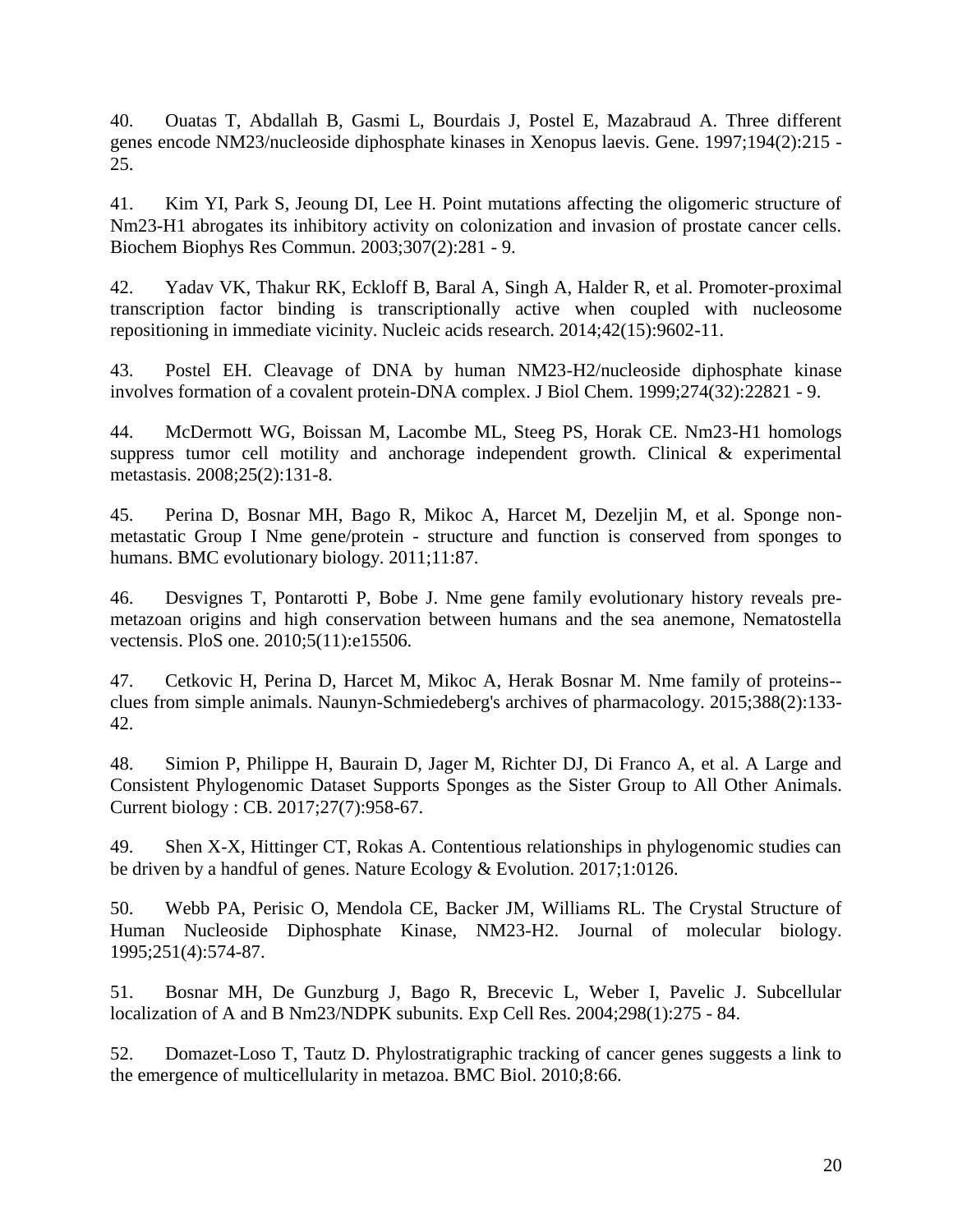40. Ouatas T, Abdallah B, Gasmi L, Bourdais J, Postel E, Mazabraud A. Three different genes encode NM23/nucleoside diphosphate kinases in Xenopus laevis. Gene. 1997;194(2):215 - 25.

41. Kim YI, Park S, Jeoung DI, Lee H. Point mutations affecting the oligomeric structure of Nm23-H1 abrogates its inhibitory activity on colonization and invasion of prostate cancer cells. Biochem Biophys Res Commun. 2003;307(2):281 - 9.

42. Yadav VK, Thakur RK, Eckloff B, Baral A, Singh A, Halder R, et al. Promoter-proximal transcription factor binding is transcriptionally active when coupled with nucleosome repositioning in immediate vicinity. Nucleic acids research. 2014;42(15):9602-11.

43. Postel EH. Cleavage of DNA by human NM23-H2/nucleoside diphosphate kinase involves formation of a covalent protein-DNA complex. J Biol Chem. 1999;274(32):22821 - 9.

44. McDermott WG, Boissan M, Lacombe ML, Steeg PS, Horak CE. Nm23-H1 homologs suppress tumor cell motility and anchorage independent growth. Clinical & experimental metastasis. 2008;25(2):131-8.

45. Perina D, Bosnar MH, Bago R, Mikoc A, Harcet M, Dezeljin M, et al. Sponge non-metastatic Group I Nme gene/protein - structure and function is conserved from sponges to humans. BMC evolutionary biology. 2011;11:87.

46. Desvignes T, Pontarotti P, Bobe J. Nme gene family evolutionary history reveals pre-metazoan origins and high conservation between humans and the sea anemone, Nematostella vectensis. PloS one. 2010;5(11):e15506.

47. Cetkovic H, Perina D, Harcet M, Mikoc A, Herak Bosnar M. Nme family of proteins--clues from simple animals. Naunyn-Schmiedeberg's archives of pharmacology. 2015;388(2):133-42.

48. Simion P, Philippe H, Baurain D, Jager M, Richter DJ, Di Franco A, et al. A Large and Consistent Phylogenomic Dataset Supports Sponges as the Sister Group to All Other Animals. Current biology : CB. 2017;27(7):958-67.

49. Shen X-X, Hittinger CT, Rokas A. Contentious relationships in phylogenomic studies can be driven by a handful of genes. Nature Ecology & Evolution. 2017;1:0126.

50. Webb PA, Perisic O, Mendola CE, Backer JM, Williams RL. The Crystal Structure of Human Nucleoside Diphosphate Kinase, NM23-H2. Journal of molecular biology. 1995;251(4):574-87.

51. Bosnar MH, De Gunzburg J, Bago R, Brecevic L, Weber I, Pavelic J. Subcellular localization of A and B Nm23/NDPK subunits. Exp Cell Res. 2004;298(1):275 - 84.

52. Domazet-Loso T, Tautz D. Phylostratigraphic tracking of cancer genes suggests a link to the emergence of multicellularity in metazoa. BMC Biol. 2010;8:66.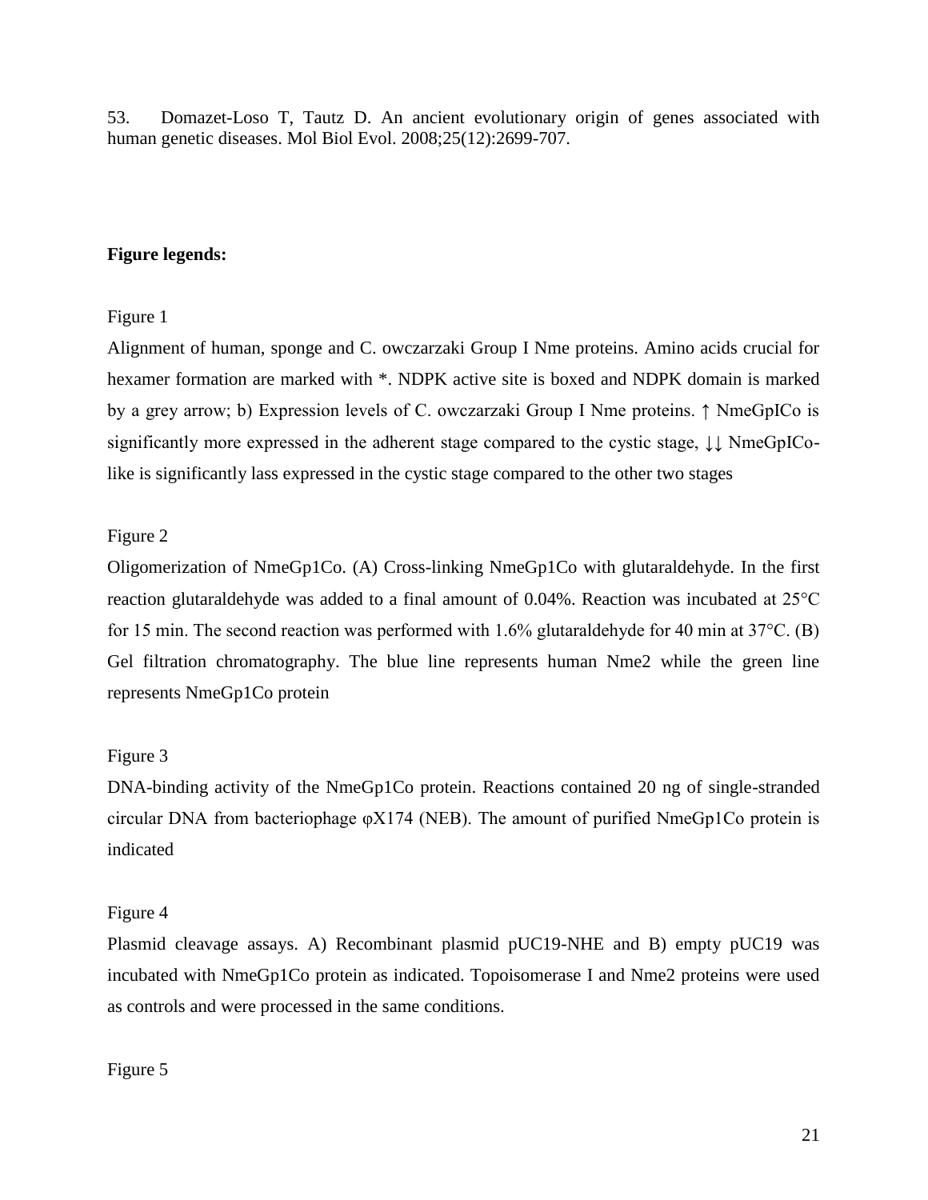53. Domazet-Loso T, Tautz D. An ancient evolutionary origin of genes associated with human genetic diseases. Mol Biol Evol. 2008;25(12):2699-707.

**Figure legends:**

Figure 1

Alignment of human, sponge and C. owczarzaki Group I Nme proteins. Amino acids crucial for hexamer formation are marked with *. NDPK active site is boxed and NDPK domain is marked by a grey arrow; b) Expression levels of C. owczarzaki Group I Nme proteins. ↑ NmeGpICo is significantly more expressed in the adherent stage compared to the cystic stage, ↓↓ NmeGpICo-like is significantly lass expressed in the cystic stage compared to the other two stages

Figure 2

Oligomerization of NmeGp1Co. (A) Cross-linking NmeGp1Co with glutaraldehyde. In the first reaction glutaraldehyde was added to a final amount of 0.04%. Reaction was incubated at 25°C for 15 min. The second reaction was performed with 1.6% glutaraldehyde for 40 min at 37°C. (B) Gel filtration chromatography. The blue line represents human Nme2 while the green line represents NmeGp1Co protein

Figure 3

DNA-binding activity of the NmeGp1Co protein. Reactions contained 20 ng of single-stranded circular DNA from bacteriophage φX174 (NEB). The amount of purified NmeGp1Co protein is indicated

Figure 4

Plasmid cleavage assays. A) Recombinant plasmid pUC19-NHE and B) empty pUC19 was incubated with NmeGp1Co protein as indicated. Topoisomerase I and Nme2 proteins were used as controls and were processed in the same conditions.

Figure 5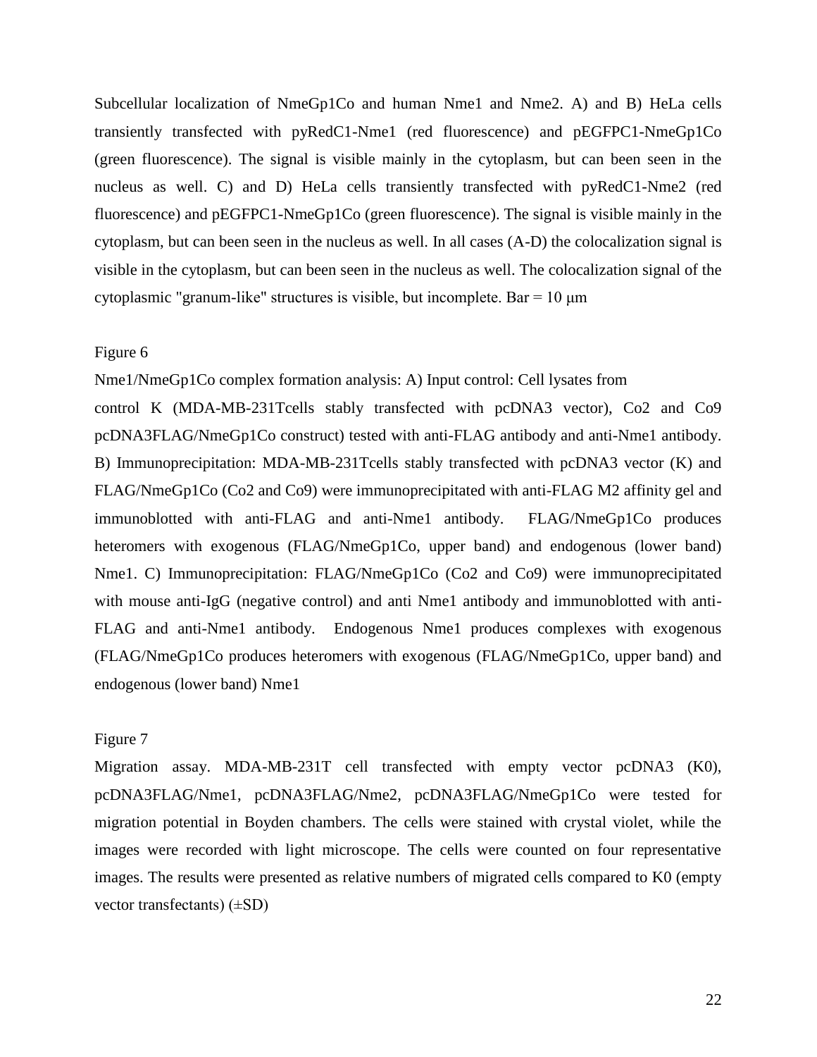Subcellular localization of NmeGp1Co and human Nme1 and Nme2. A) and B) HeLa cells transiently transfected with pyRedC1-Nme1 (red fluorescence) and pEGFPC1-NmeGp1Co (green fluorescence). The signal is visible mainly in the cytoplasm, but can been seen in the nucleus as well. C) and D) HeLa cells transiently transfected with pyRedC1-Nme2 (red fluorescence) and pEGFPC1-NmeGp1Co (green fluorescence). The signal is visible mainly in the cytoplasm, but can been seen in the nucleus as well. In all cases (A-D) the colocalization signal is visible in the cytoplasm, but can been seen in the nucleus as well. The colocalization signal of the cytoplasmic "granum-like" structures is visible, but incomplete. Bar = 10 μm

Figure 6

Nme1/NmeGp1Co complex formation analysis: A) Input control: Cell lysates from control K (MDA-MB-231Tcells stably transfected with pcDNA3 vector), Co2 and Co9 pcDNA3FLAG/NmeGp1Co construct) tested with anti-FLAG antibody and anti-Nme1 antibody. B) Immunoprecipitation: MDA-MB-231Tcells stably transfected with pcDNA3 vector (K) and FLAG/NmeGp1Co (Co2 and Co9) were immunoprecipitated with anti-FLAG M2 affinity gel and immunoblotted with anti-FLAG and anti-Nme1 antibody. FLAG/NmeGp1Co produces heteromers with exogenous (FLAG/NmeGp1Co, upper band) and endogenous (lower band) Nme1. C) Immunoprecipitation: FLAG/NmeGp1Co (Co2 and Co9) were immunoprecipitated with mouse anti-IgG (negative control) and anti Nme1 antibody and immunoblotted with anti-FLAG and anti-Nme1 antibody. Endogenous Nme1 produces complexes with exogenous (FLAG/NmeGp1Co produces heteromers with exogenous (FLAG/NmeGp1Co, upper band) and endogenous (lower band) Nme1

Figure 7

Migration assay. MDA-MB-231T cell transfected with empty vector pcDNA3 (K0), pcDNA3FLAG/Nme1, pcDNA3FLAG/Nme2, pcDNA3FLAG/NmeGp1Co were tested for migration potential in Boyden chambers. The cells were stained with crystal violet, while the images were recorded with light microscope. The cells were counted on four representative images. The results were presented as relative numbers of migrated cells compared to K0 (empty vector transfectants) (±SD)